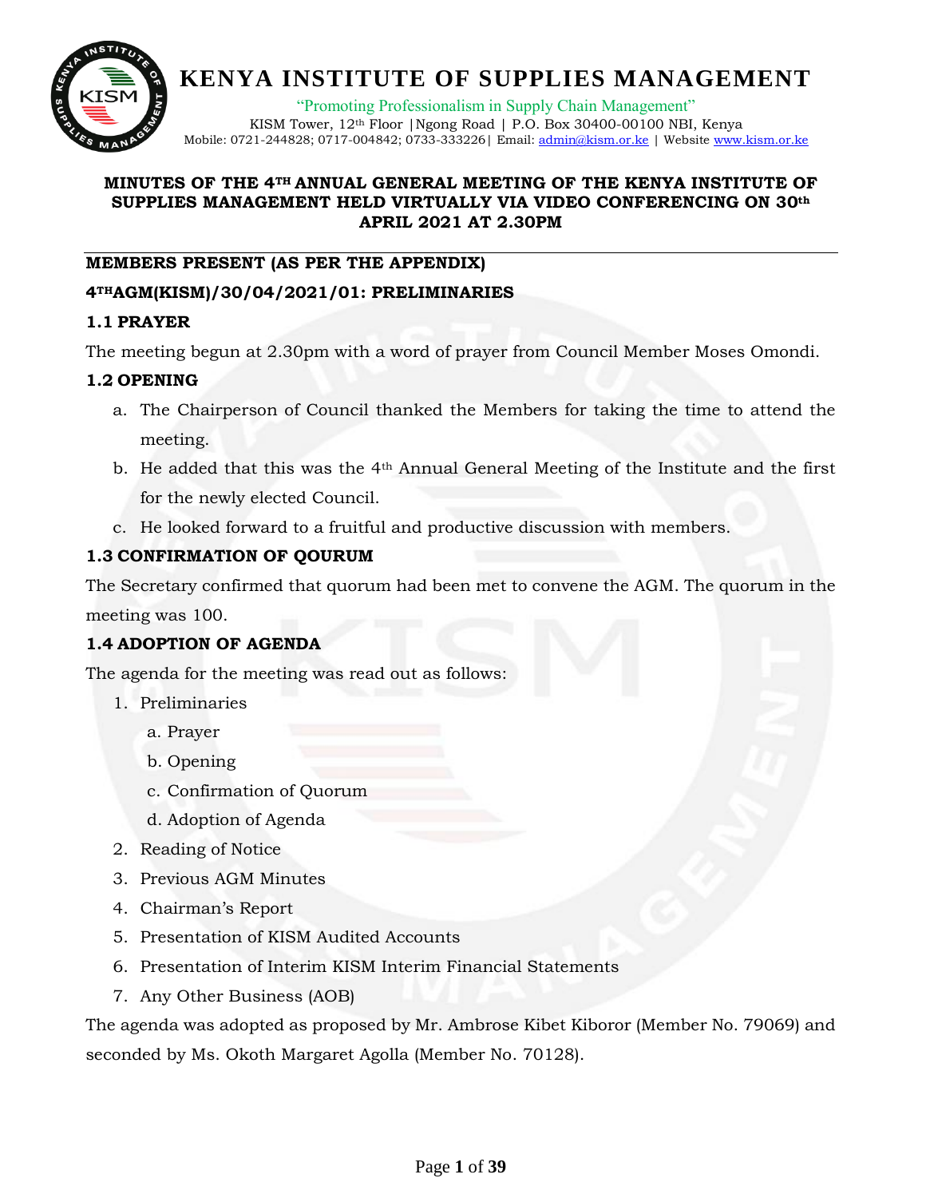# KENYA INSTITUTE OF SUPPLIES MANAGEMENT

"Promoting Professionalism in Supply Chain Management"

KISM Tower, 12th Floor |Ngong Road | P.O. Box 30400-00100 NBI, Kenya

Mobile: 0721-244828; 0717-004842; 0733-333226| Email: admin@kism.or.ke | Website www.kism.or.ke

**MINUTES OF THE 4TH ANNUAL GENERAL MEETING OF THE KENYA INSTITUTE OF SUPPLIES MANAGEMENT HELD VIRTUALLY VIA VIDEO CONFERENCING ON 30th APRIL 2021 AT 2.30PM**

---

**MEMBERS PRESENT (AS PER THE APPENDIX)**

## 4THAGM(KISM)/30/04/2021/01: PRELIMINARIES

### 1.1 PRAYER

The meeting begun at 2.30pm with a word of prayer from Council Member Moses Omondi.

### 1.2 OPENING

a. The Chairperson of Council thanked the Members for taking the time to attend the meeting.
b. He added that this was the 4th Annual General Meeting of the Institute and the first for the newly elected Council.
c. He looked forward to a fruitful and productive discussion with members.

### 1.3 CONFIRMATION OF QOURUM

The Secretary confirmed that quorum had been met to convene the AGM. The quorum in the meeting was 100.

### 1.4 ADOPTION OF AGENDA

The agenda for the meeting was read out as follows:

1. Preliminaries
   a. Prayer
   b. Opening
   c. Confirmation of Quorum
   d. Adoption of Agenda
2. Reading of Notice
3. Previous AGM Minutes
4. Chairman's Report
5. Presentation of KISM Audited Accounts
6. Presentation of Interim KISM Interim Financial Statements
7. Any Other Business (AOB)

The agenda was adopted as proposed by Mr. Ambrose Kibet Kiboror (Member No. 79069) and seconded by Ms. Okoth Margaret Agolla (Member No. 70128).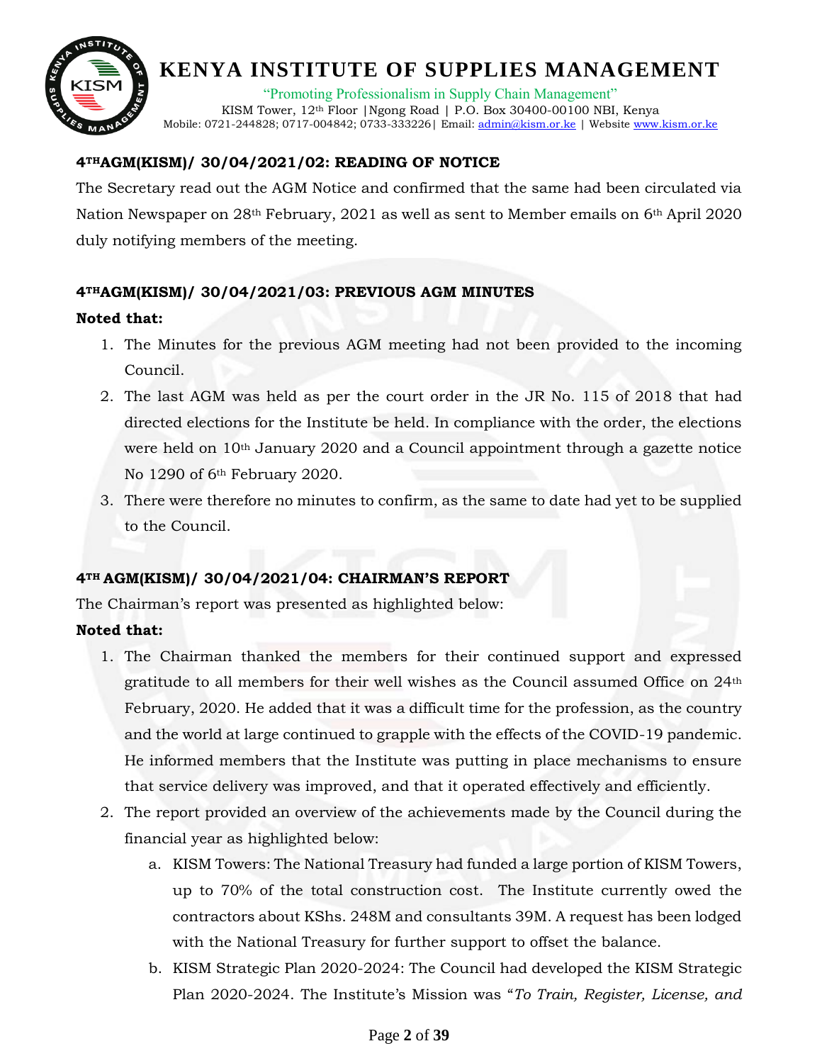**4[TH]AGM(KISM)/ 30/04/2021/02: READING OF NOTICE**

The Secretary read out the AGM Notice and confirmed that the same had been circulated via Nation Newspaper on 28th February, 2021 as well as sent to Member emails on 6th April 2020 duly notifying members of the meeting.

**4[TH]AGM(KISM)/ 30/04/2021/03: PREVIOUS AGM MINUTES**

**Noted that:**

1. The Minutes for the previous AGM meeting had not been provided to the incoming Council.
2. The last AGM was held as per the court order in the JR No. 115 of 2018 that had directed elections for the Institute be held. In compliance with the order, the elections were held on 10th January 2020 and a Council appointment through a gazette notice No 1290 of 6th February 2020.
3. There were therefore no minutes to confirm, as the same to date had yet to be supplied to the Council.

**4[TH] AGM(KISM)/ 30/04/2021/04: CHAIRMAN'S REPORT**

The Chairman's report was presented as highlighted below:

**Noted that:**

1. The Chairman thanked the members for their continued support and expressed gratitude to all members for their well wishes as the Council assumed Office on 24th February, 2020. He added that it was a difficult time for the profession, as the country and the world at large continued to grapple with the effects of the COVID-19 pandemic. He informed members that the Institute was putting in place mechanisms to ensure that service delivery was improved, and that it operated effectively and efficiently.
2. The report provided an overview of the achievements made by the Council during the financial year as highlighted below:
   a. KISM Towers: The National Treasury had funded a large portion of KISM Towers, up to 70% of the total construction cost. The Institute currently owed the contractors about KShs. 248M and consultants 39M. A request has been lodged with the National Treasury for further support to offset the balance.
   b. KISM Strategic Plan 2020-2024: The Council had developed the KISM Strategic Plan 2020-2024. The Institute's Mission was "*To Train, Register, License, and*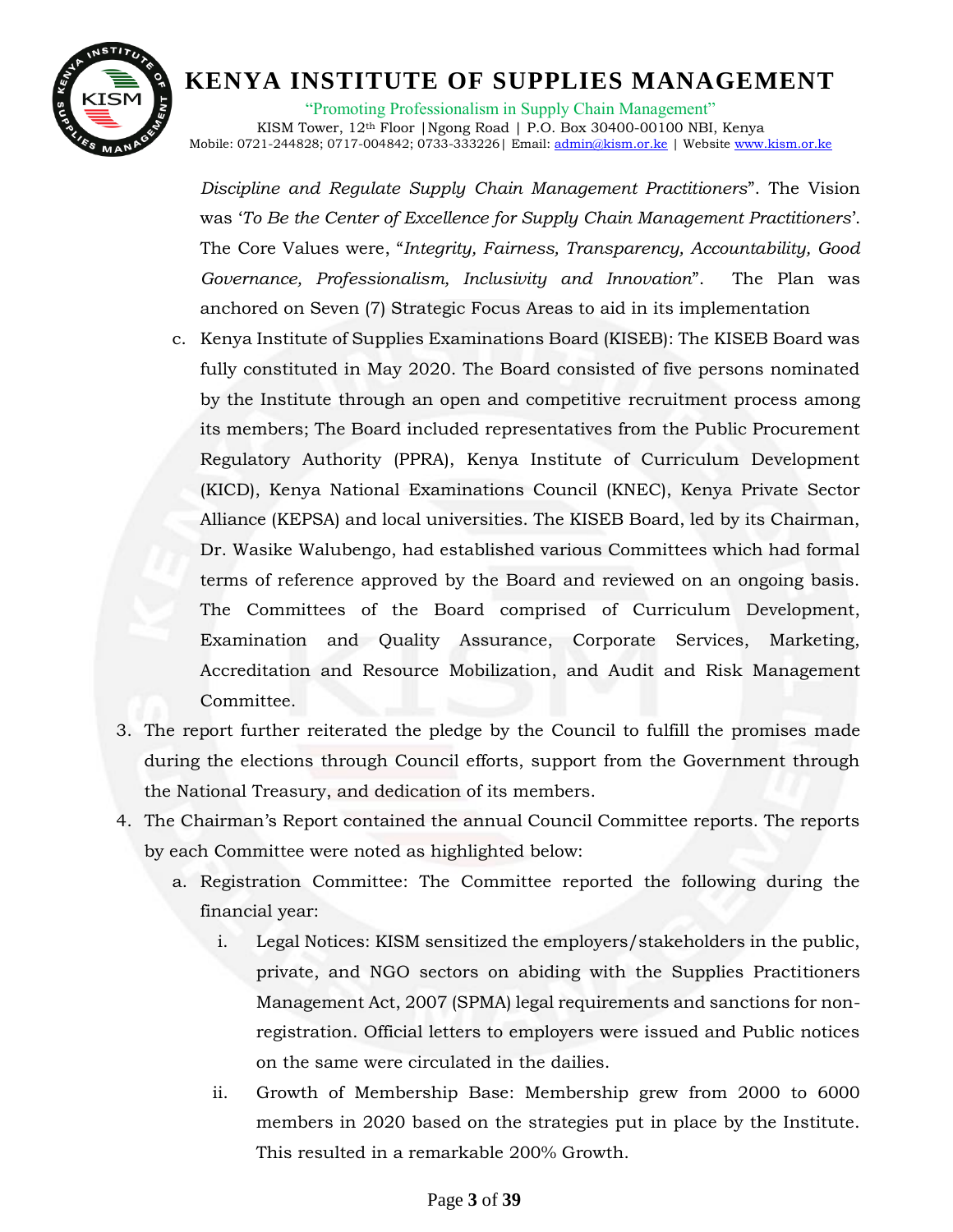*Discipline and Regulate Supply Chain Management Practitioners*". The Vision was '*To Be the Center of Excellence for Supply Chain Management Practitioners*'. The Core Values were, "*Integrity, Fairness, Transparency, Accountability, Good Governance, Professionalism, Inclusivity and Innovation*". The Plan was anchored on Seven (7) Strategic Focus Areas to aid in its implementation

c. Kenya Institute of Supplies Examinations Board (KISEB): The KISEB Board was fully constituted in May 2020. The Board consisted of five persons nominated by the Institute through an open and competitive recruitment process among its members; The Board included representatives from the Public Procurement Regulatory Authority (PPRA), Kenya Institute of Curriculum Development (KICD), Kenya National Examinations Council (KNEC), Kenya Private Sector Alliance (KEPSA) and local universities. The KISEB Board, led by its Chairman, Dr. Wasike Walubengo, had established various Committees which had formal terms of reference approved by the Board and reviewed on an ongoing basis. The Committees of the Board comprised of Curriculum Development, Examination and Quality Assurance, Corporate Services, Marketing, Accreditation and Resource Mobilization, and Audit and Risk Management Committee.

3. The report further reiterated the pledge by the Council to fulfill the promises made during the elections through Council efforts, support from the Government through the National Treasury, and dedication of its members.

4. The Chairman's Report contained the annual Council Committee reports. The reports by each Committee were noted as highlighted below:

   a. Registration Committee: The Committee reported the following during the financial year:

      i. Legal Notices: KISM sensitized the employers/stakeholders in the public, private, and NGO sectors on abiding with the Supplies Practitioners Management Act, 2007 (SPMA) legal requirements and sanctions for non-registration. Official letters to employers were issued and Public notices on the same were circulated in the dailies.

      ii. Growth of Membership Base: Membership grew from 2000 to 6000 members in 2020 based on the strategies put in place by the Institute. This resulted in a remarkable 200% Growth.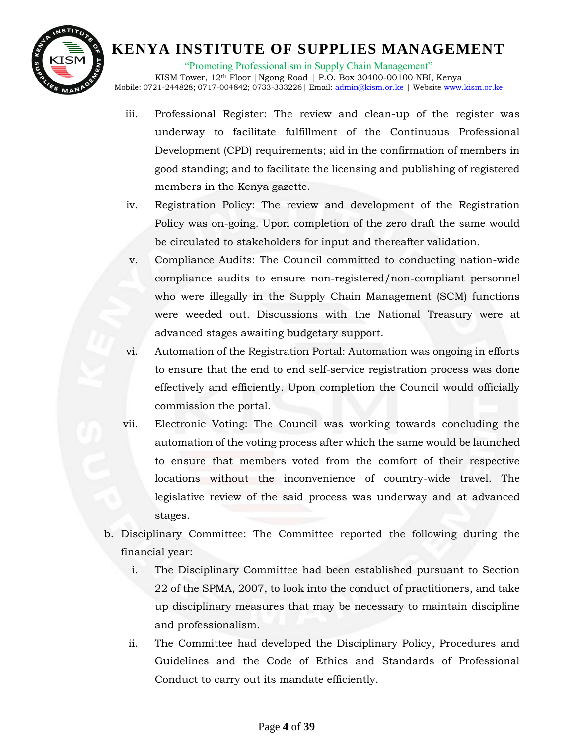iii. Professional Register: The review and clean-up of the register was underway to facilitate fulfillment of the Continuous Professional Development (CPD) requirements; aid in the confirmation of members in good standing; and to facilitate the licensing and publishing of registered members in the Kenya gazette.

iv. Registration Policy: The review and development of the Registration Policy was on-going. Upon completion of the zero draft the same would be circulated to stakeholders for input and thereafter validation.

v. Compliance Audits: The Council committed to conducting nation-wide compliance audits to ensure non-registered/non-compliant personnel who were illegally in the Supply Chain Management (SCM) functions were weeded out. Discussions with the National Treasury were at advanced stages awaiting budgetary support.

vi. Automation of the Registration Portal: Automation was ongoing in efforts to ensure that the end to end self-service registration process was done effectively and efficiently. Upon completion the Council would officially commission the portal.

vii. Electronic Voting: The Council was working towards concluding the automation of the voting process after which the same would be launched to ensure that members voted from the comfort of their respective locations without the inconvenience of country-wide travel. The legislative review of the said process was underway and at advanced stages.

b. Disciplinary Committee: The Committee reported the following during the financial year:

i. The Disciplinary Committee had been established pursuant to Section 22 of the SPMA, 2007, to look into the conduct of practitioners, and take up disciplinary measures that may be necessary to maintain discipline and professionalism.

ii. The Committee had developed the Disciplinary Policy, Procedures and Guidelines and the Code of Ethics and Standards of Professional Conduct to carry out its mandate efficiently.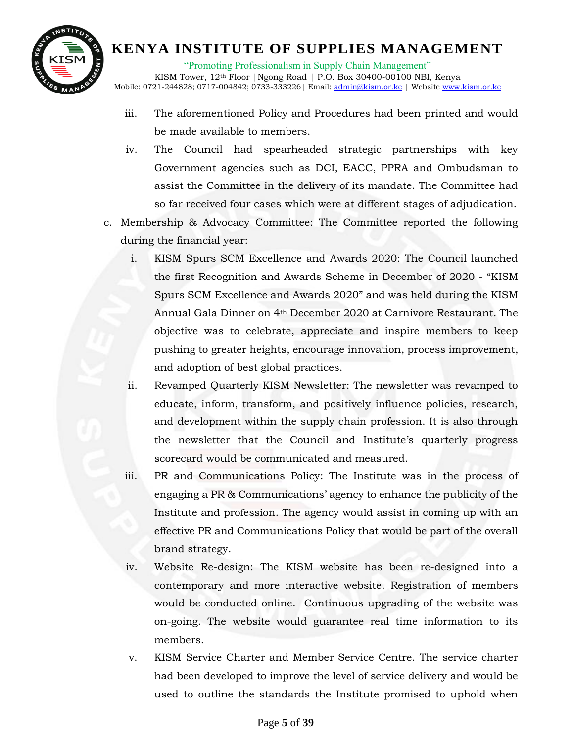iii. The aforementioned Policy and Procedures had been printed and would be made available to members.

iv. The Council had spearheaded strategic partnerships with key Government agencies such as DCI, EACC, PPRA and Ombudsman to assist the Committee in the delivery of its mandate. The Committee had so far received four cases which were at different stages of adjudication.

c. Membership & Advocacy Committee: The Committee reported the following during the financial year:

   i. KISM Spurs SCM Excellence and Awards 2020: The Council launched the first Recognition and Awards Scheme in December of 2020 - "KISM Spurs SCM Excellence and Awards 2020" and was held during the KISM Annual Gala Dinner on 4th December 2020 at Carnivore Restaurant. The objective was to celebrate, appreciate and inspire members to keep pushing to greater heights, encourage innovation, process improvement, and adoption of best global practices.

   ii. Revamped Quarterly KISM Newsletter: The newsletter was revamped to educate, inform, transform, and positively influence policies, research, and development within the supply chain profession. It is also through the newsletter that the Council and Institute's quarterly progress scorecard would be communicated and measured.

   iii. PR and Communications Policy: The Institute was in the process of engaging a PR & Communications' agency to enhance the publicity of the Institute and profession. The agency would assist in coming up with an effective PR and Communications Policy that would be part of the overall brand strategy.

   iv. Website Re-design: The KISM website has been re-designed into a contemporary and more interactive website. Registration of members would be conducted online. Continuous upgrading of the website was on-going. The website would guarantee real time information to its members.

   v. KISM Service Charter and Member Service Centre. The service charter had been developed to improve the level of service delivery and would be used to outline the standards the Institute promised to uphold when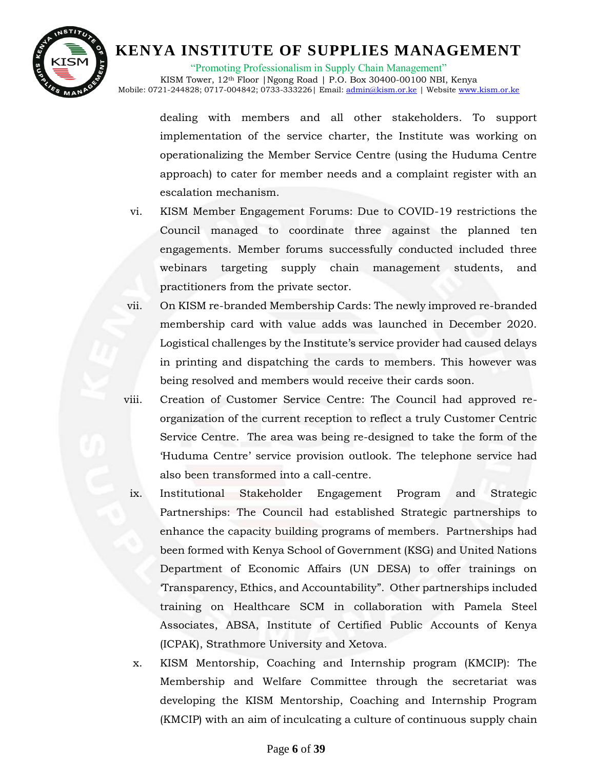dealing with members and all other stakeholders. To support implementation of the service charter, the Institute was working on operationalizing the Member Service Centre (using the Huduma Centre approach) to cater for member needs and a complaint register with an escalation mechanism.

vi. KISM Member Engagement Forums: Due to COVID-19 restrictions the Council managed to coordinate three against the planned ten engagements. Member forums successfully conducted included three webinars targeting supply chain management students, and practitioners from the private sector.

vii. On KISM re-branded Membership Cards: The newly improved re-branded membership card with value adds was launched in December 2020. Logistical challenges by the Institute's service provider had caused delays in printing and dispatching the cards to members. This however was being resolved and members would receive their cards soon.

viii. Creation of Customer Service Centre: The Council had approved re-organization of the current reception to reflect a truly Customer Centric Service Centre. The area was being re-designed to take the form of the 'Huduma Centre' service provision outlook. The telephone service had also been transformed into a call-centre.

ix. Institutional Stakeholder Engagement Program and Strategic Partnerships: The Council had established Strategic partnerships to enhance the capacity building programs of members. Partnerships had been formed with Kenya School of Government (KSG) and United Nations Department of Economic Affairs (UN DESA) to offer trainings on 'Transparency, Ethics, and Accountability". Other partnerships included training on Healthcare SCM in collaboration with Pamela Steel Associates, ABSA, Institute of Certified Public Accounts of Kenya (ICPAK), Strathmore University and Xetova.

x. KISM Mentorship, Coaching and Internship program (KMCIP): The Membership and Welfare Committee through the secretariat was developing the KISM Mentorship, Coaching and Internship Program (KMCIP) with an aim of inculcating a culture of continuous supply chain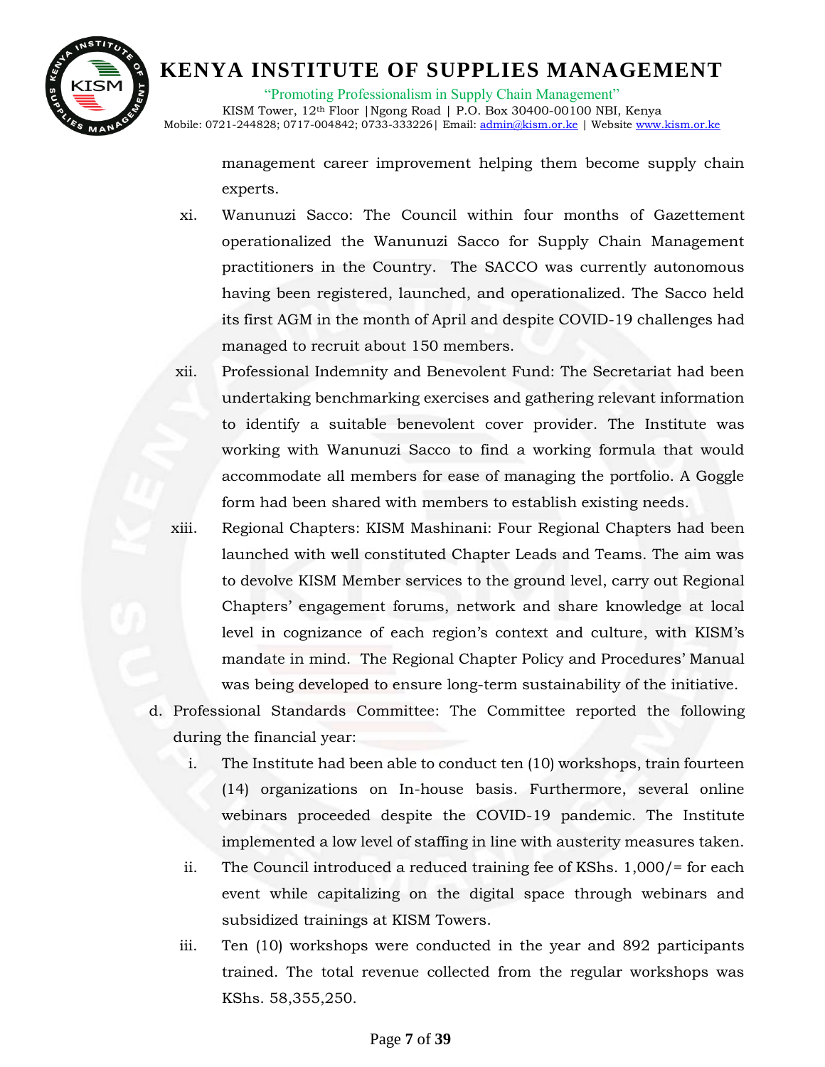management career improvement helping them become supply chain experts.

xi. Wanunuzi Sacco: The Council within four months of Gazettement operationalized the Wanunuzi Sacco for Supply Chain Management practitioners in the Country. The SACCO was currently autonomous having been registered, launched, and operationalized. The Sacco held its first AGM in the month of April and despite COVID-19 challenges had managed to recruit about 150 members.

xii. Professional Indemnity and Benevolent Fund: The Secretariat had been undertaking benchmarking exercises and gathering relevant information to identify a suitable benevolent cover provider. The Institute was working with Wanunuzi Sacco to find a working formula that would accommodate all members for ease of managing the portfolio. A Goggle form had been shared with members to establish existing needs.

xiii. Regional Chapters: KISM Mashinani: Four Regional Chapters had been launched with well constituted Chapter Leads and Teams. The aim was to devolve KISM Member services to the ground level, carry out Regional Chapters' engagement forums, network and share knowledge at local level in cognizance of each region's context and culture, with KISM's mandate in mind. The Regional Chapter Policy and Procedures' Manual was being developed to ensure long-term sustainability of the initiative.

d. Professional Standards Committee: The Committee reported the following during the financial year:

i. The Institute had been able to conduct ten (10) workshops, train fourteen (14) organizations on In-house basis. Furthermore, several online webinars proceeded despite the COVID-19 pandemic. The Institute implemented a low level of staffing in line with austerity measures taken.

ii. The Council introduced a reduced training fee of KShs. 1,000/= for each event while capitalizing on the digital space through webinars and subsidized trainings at KISM Towers.

iii. Ten (10) workshops were conducted in the year and 892 participants trained. The total revenue collected from the regular workshops was KShs. 58,355,250.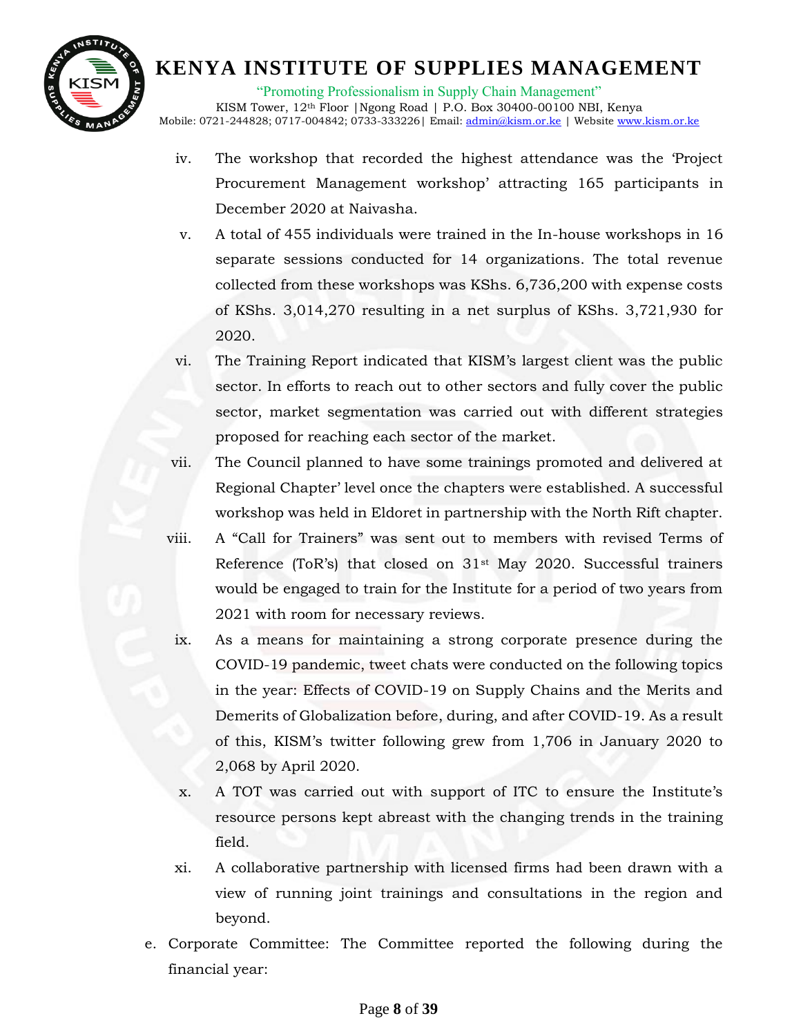iv. The workshop that recorded the highest attendance was the 'Project Procurement Management workshop' attracting 165 participants in December 2020 at Naivasha.

v. A total of 455 individuals were trained in the In-house workshops in 16 separate sessions conducted for 14 organizations. The total revenue collected from these workshops was KShs. 6,736,200 with expense costs of KShs. 3,014,270 resulting in a net surplus of KShs. 3,721,930 for 2020.

vi. The Training Report indicated that KISM's largest client was the public sector. In efforts to reach out to other sectors and fully cover the public sector, market segmentation was carried out with different strategies proposed for reaching each sector of the market.

vii. The Council planned to have some trainings promoted and delivered at Regional Chapter' level once the chapters were established. A successful workshop was held in Eldoret in partnership with the North Rift chapter.

viii. A "Call for Trainers" was sent out to members with revised Terms of Reference (ToR's) that closed on 31st May 2020. Successful trainers would be engaged to train for the Institute for a period of two years from 2021 with room for necessary reviews.

ix. As a means for maintaining a strong corporate presence during the COVID-19 pandemic, tweet chats were conducted on the following topics in the year: Effects of COVID-19 on Supply Chains and the Merits and Demerits of Globalization before, during, and after COVID-19. As a result of this, KISM's twitter following grew from 1,706 in January 2020 to 2,068 by April 2020.

x. A TOT was carried out with support of ITC to ensure the Institute's resource persons kept abreast with the changing trends in the training field.

xi. A collaborative partnership with licensed firms had been drawn with a view of running joint trainings and consultations in the region and beyond.

e. Corporate Committee: The Committee reported the following during the financial year: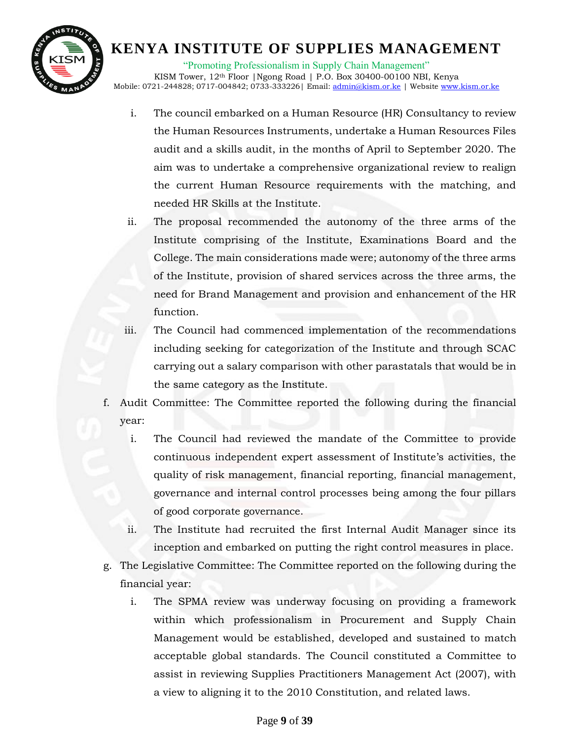i. The council embarked on a Human Resource (HR) Consultancy to review the Human Resources Instruments, undertake a Human Resources Files audit and a skills audit, in the months of April to September 2020. The aim was to undertake a comprehensive organizational review to realign the current Human Resource requirements with the matching, and needed HR Skills at the Institute.

ii. The proposal recommended the autonomy of the three arms of the Institute comprising of the Institute, Examinations Board and the College. The main considerations made were; autonomy of the three arms of the Institute, provision of shared services across the three arms, the need for Brand Management and provision and enhancement of the HR function.

iii. The Council had commenced implementation of the recommendations including seeking for categorization of the Institute and through SCAC carrying out a salary comparison with other parastatals that would be in the same category as the Institute.

f. Audit Committee: The Committee reported the following during the financial year:

i. The Council had reviewed the mandate of the Committee to provide continuous independent expert assessment of Institute's activities, the quality of risk management, financial reporting, financial management, governance and internal control processes being among the four pillars of good corporate governance.

ii. The Institute had recruited the first Internal Audit Manager since its inception and embarked on putting the right control measures in place.

g. The Legislative Committee: The Committee reported on the following during the financial year:

i. The SPMA review was underway focusing on providing a framework within which professionalism in Procurement and Supply Chain Management would be established, developed and sustained to match acceptable global standards. The Council constituted a Committee to assist in reviewing Supplies Practitioners Management Act (2007), with a view to aligning it to the 2010 Constitution, and related laws.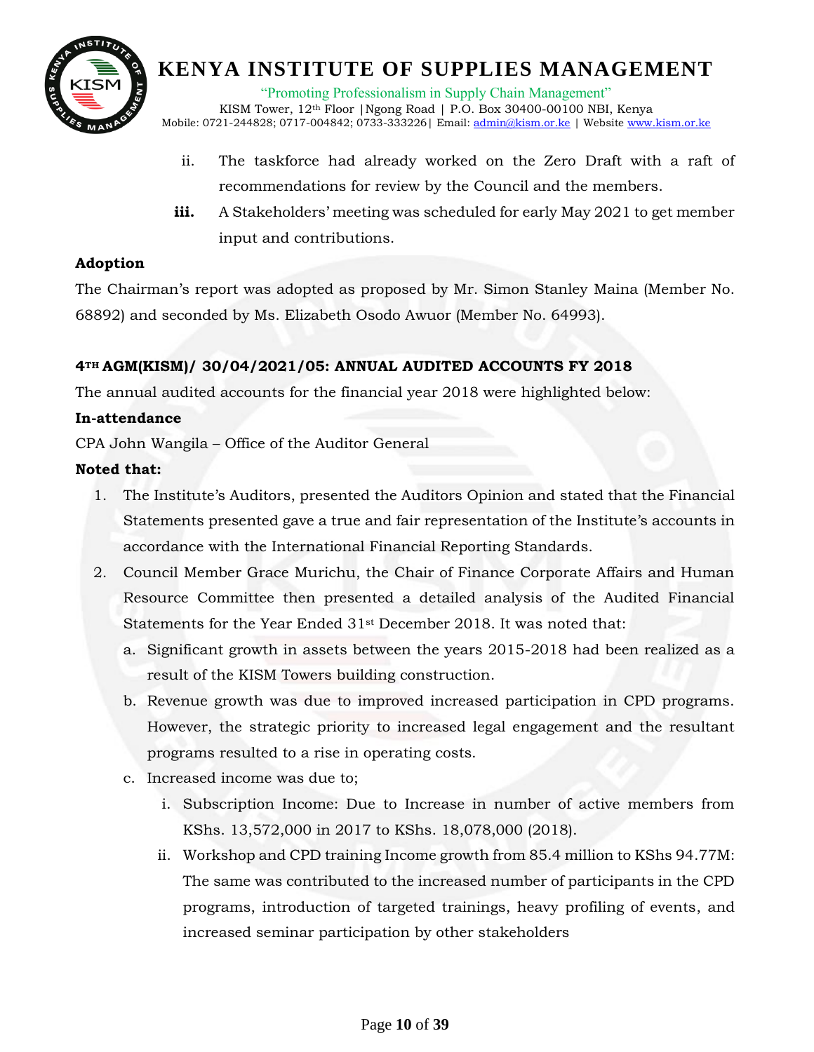ii. The taskforce had already worked on the Zero Draft with a raft of recommendations for review by the Council and the members.

**iii.** A Stakeholders' meeting was scheduled for early May 2021 to get member input and contributions.

**Adoption**

The Chairman's report was adopted as proposed by Mr. Simon Stanley Maina (Member No. 68892) and seconded by Ms. Elizabeth Osodo Awuor (Member No. 64993).

**4TH AGM(KISM)/ 30/04/2021/05: ANNUAL AUDITED ACCOUNTS FY 2018**

The annual audited accounts for the financial year 2018 were highlighted below:

**In-attendance**

CPA John Wangila – Office of the Auditor General

**Noted that:**

1. The Institute's Auditors, presented the Auditors Opinion and stated that the Financial Statements presented gave a true and fair representation of the Institute's accounts in accordance with the International Financial Reporting Standards.
2. Council Member Grace Murichu, the Chair of Finance Corporate Affairs and Human Resource Committee then presented a detailed analysis of the Audited Financial Statements for the Year Ended 31st December 2018. It was noted that:
   a. Significant growth in assets between the years 2015-2018 had been realized as a result of the KISM Towers building construction.
   b. Revenue growth was due to improved increased participation in CPD programs. However, the strategic priority to increased legal engagement and the resultant programs resulted to a rise in operating costs.
   c. Increased income was due to;
      i. Subscription Income: Due to Increase in number of active members from KShs. 13,572,000 in 2017 to KShs. 18,078,000 (2018).
      ii. Workshop and CPD training Income growth from 85.4 million to KShs 94.77M: The same was contributed to the increased number of participants in the CPD programs, introduction of targeted trainings, heavy profiling of events, and increased seminar participation by other stakeholders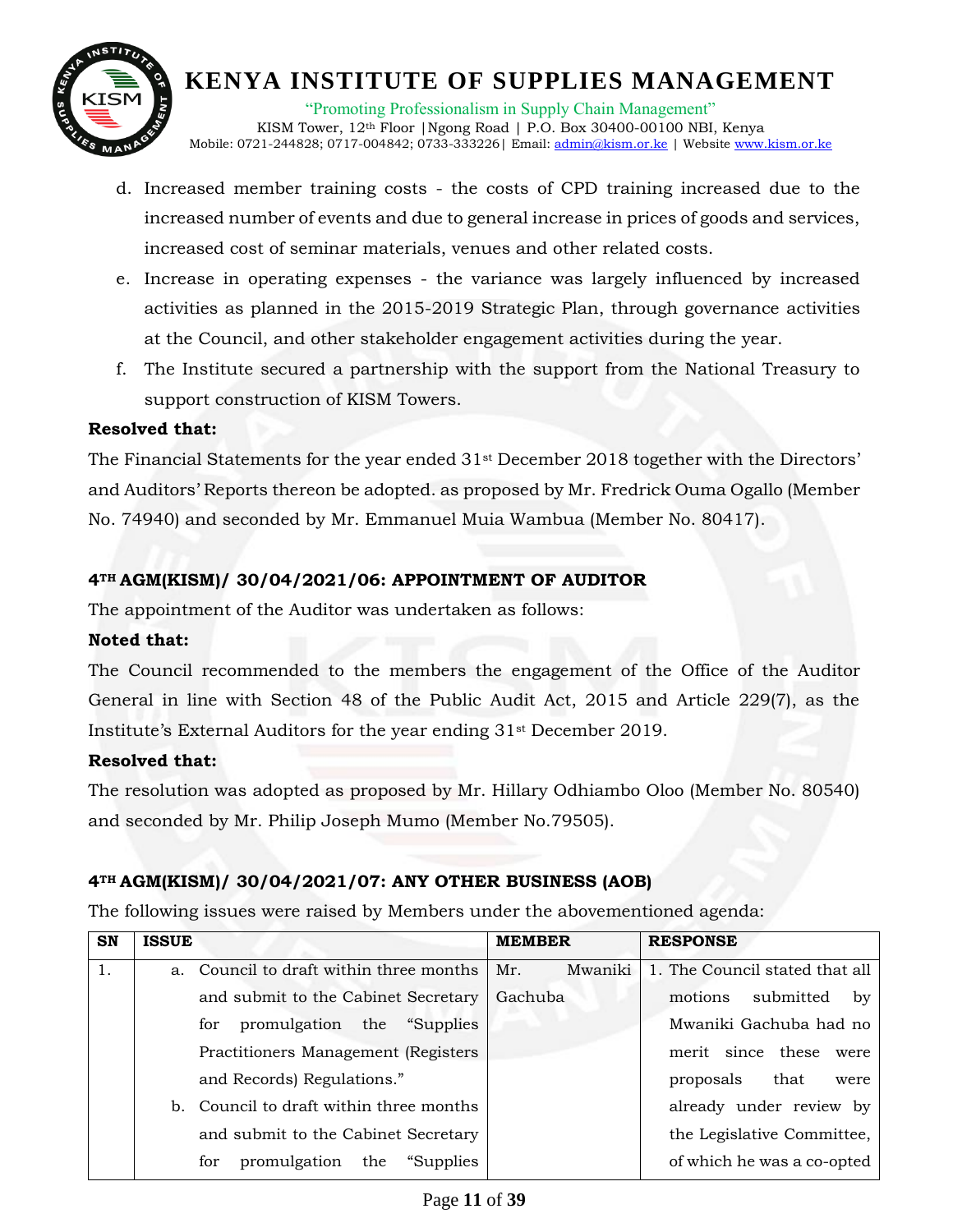d. Increased member training costs - the costs of CPD training increased due to the increased number of events and due to general increase in prices of goods and services, increased cost of seminar materials, venues and other related costs.
e. Increase in operating expenses - the variance was largely influenced by increased activities as planned in the 2015-2019 Strategic Plan, through governance activities at the Council, and other stakeholder engagement activities during the year.
f. The Institute secured a partnership with the support from the National Treasury to support construction of KISM Towers.

**Resolved that:**

The Financial Statements for the year ended 31st December 2018 together with the Directors' and Auditors' Reports thereon be adopted. as proposed by Mr. Fredrick Ouma Ogallo (Member No. 74940) and seconded by Mr. Emmanuel Muia Wambua (Member No. 80417).

### 4TH AGM(KISM)/ 30/04/2021/06: APPOINTMENT OF AUDITOR

The appointment of the Auditor was undertaken as follows:

**Noted that:**

The Council recommended to the members the engagement of the Office of the Auditor General in line with Section 48 of the Public Audit Act, 2015 and Article 229(7), as the Institute's External Auditors for the year ending 31st December 2019.

**Resolved that:**

The resolution was adopted as proposed by Mr. Hillary Odhiambo Oloo (Member No. 80540) and seconded by Mr. Philip Joseph Mumo (Member No.79505).

### 4TH AGM(KISM)/ 30/04/2021/07: ANY OTHER BUSINESS (AOB)

The following issues were raised by Members under the abovementioned agenda:

| SN | ISSUE | MEMBER | RESPONSE |
|---|---|---|---|
| 1. | a. Council to draft within three months and submit to the Cabinet Secretary for promulgation the "Supplies Practitioners Management (Registers and Records) Regulations."<br>b. Council to draft within three months and submit to the Cabinet Secretary for promulgation the "Supplies | Mr. Mwaniki Gachuba | 1. The Council stated that all motions submitted by Mwaniki Gachuba had no merit since these were proposals that were already under review by the Legislative Committee, of which he was a co-opted |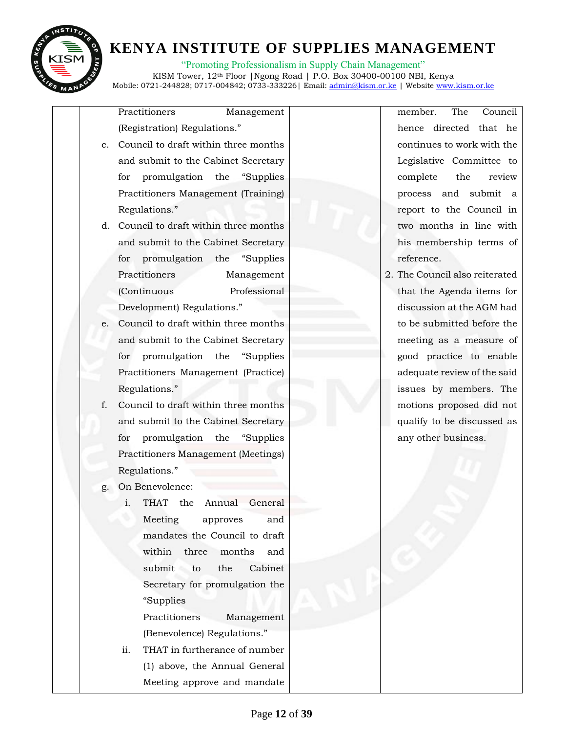| | | | |
|---|---|---|---|
| | Practitioners Management (Registration) Regulations."<br>c. Council to draft within three months and submit to the Cabinet Secretary for promulgation the "Supplies Practitioners Management (Training) Regulations."<br>d. Council to draft within three months and submit to the Cabinet Secretary for promulgation the "Supplies Practitioners Management (Continuous Professional Development) Regulations."<br>e. Council to draft within three months and submit to the Cabinet Secretary for promulgation the "Supplies Practitioners Management (Practice) Regulations."<br>f. Council to draft within three months and submit to the Cabinet Secretary for promulgation the "Supplies Practitioners Management (Meetings) Regulations."<br>g. On Benevolence:<br>i. THAT the Annual General Meeting approves and mandates the Council to draft within three months and submit to the Cabinet Secretary for promulgation the "Supplies Practitioners Management (Benevolence) Regulations."<br>ii. THAT in furtherance of number (1) above, the Annual General Meeting approve and mandate | | member. The Council hence directed that he continues to work with the Legislative Committee to complete the review process and submit a report to the Council in two months in line with his membership terms of reference.<br>2. The Council also reiterated that the Agenda items for discussion at the AGM had to be submitted before the meeting as a measure of good practice to enable adequate review of the said issues by members. The motions proposed did not qualify to be discussed as any other business. |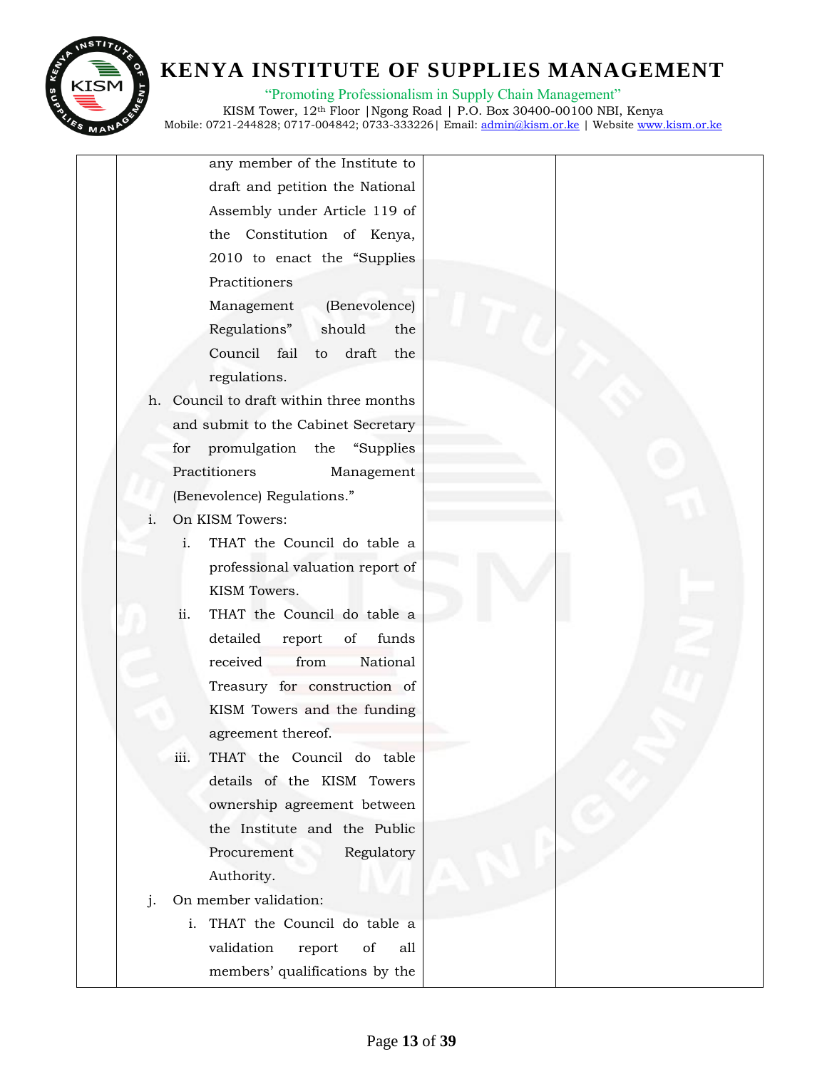|  | any member of the Institute to draft and petition the National Assembly under Article 119 of the Constitution of Kenya, 2010 to enact the "Supplies Practitioners Management (Benevolence) Regulations" should the Council fail to draft the regulations.<br>h. Council to draft within three months and submit to the Cabinet Secretary for promulgation the "Supplies Practitioners Management (Benevolence) Regulations."<br>i. On KISM Towers:<br>i. THAT the Council do table a professional valuation report of KISM Towers.<br>ii. THAT the Council do table a detailed report of funds received from National Treasury for construction of KISM Towers and the funding agreement thereof.<br>iii. THAT the Council do table details of the KISM Towers ownership agreement between the Institute and the Public Procurement Regulatory Authority.<br>j. On member validation:<br>i. THAT the Council do table a validation report of all members' qualifications by the |  |  |
|---|---|---|---|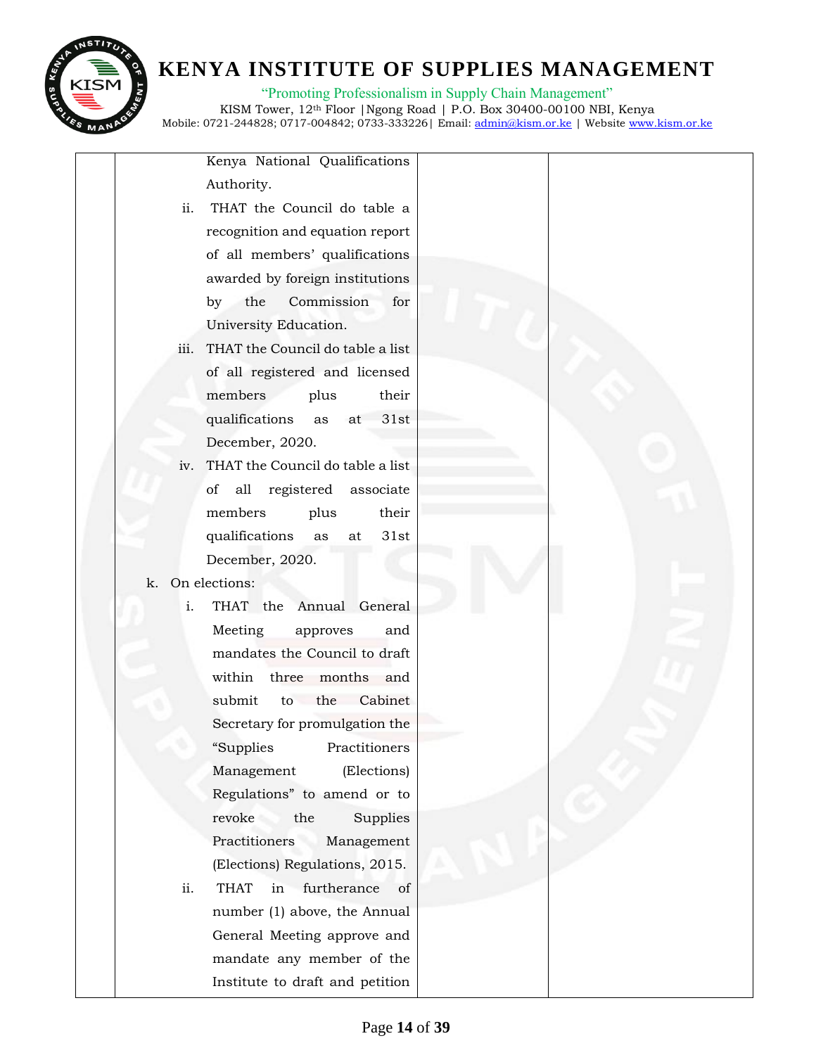| | | | |
|---|---|---|---|
| | Kenya National Qualifications Authority.<br>ii. THAT the Council do table a recognition and equation report of all members' qualifications awarded by foreign institutions by the Commission for University Education.<br>iii. THAT the Council do table a list of all registered and licensed members plus their qualifications as at 31st December, 2020.<br>iv. THAT the Council do table a list of all registered associate members plus their qualifications as at 31st December, 2020.<br>k. On elections:<br>i. THAT the Annual General Meeting approves and mandates the Council to draft within three months and submit to the Cabinet Secretary for promulgation the "Supplies Practitioners Management (Elections) Regulations" to amend or to revoke the Supplies Practitioners Management (Elections) Regulations, 2015.<br>ii. THAT in furtherance of number (1) above, the Annual General Meeting approve and mandate any member of the Institute to draft and petition | | |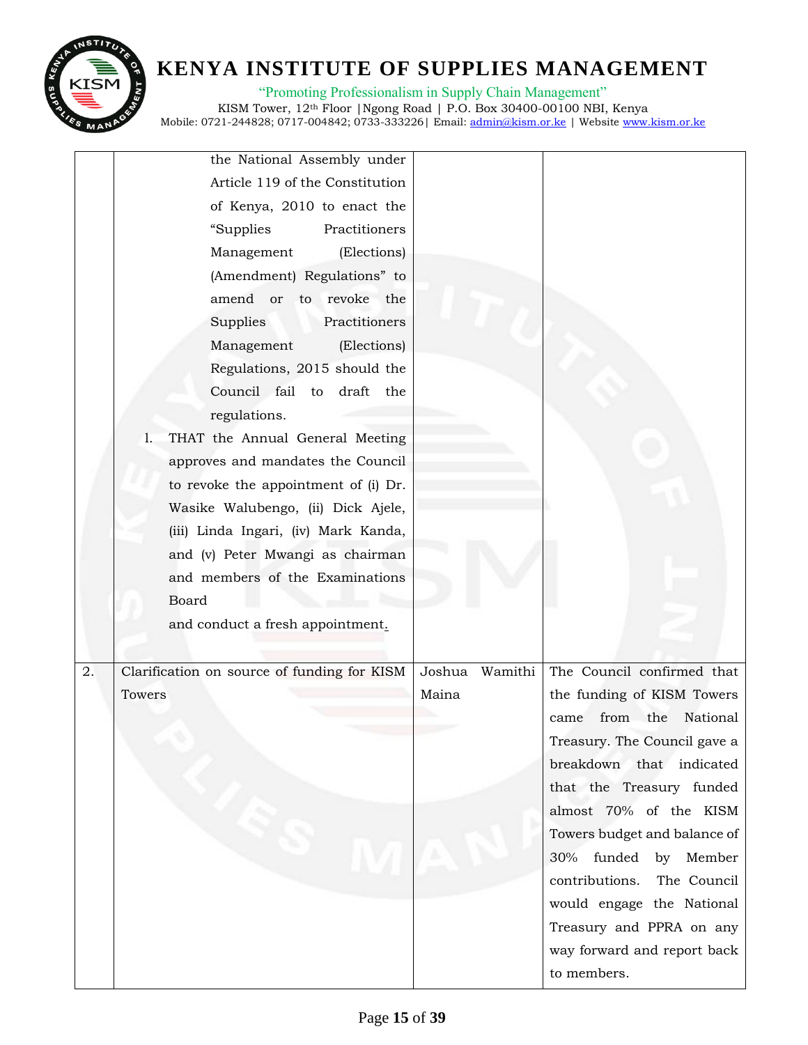| | | | |
|---|---|---|---|
| | the National Assembly under Article 119 of the Constitution of Kenya, 2010 to enact the "Supplies Practitioners Management (Elections) (Amendment) Regulations" to amend or to revoke the Supplies Practitioners Management (Elections) Regulations, 2015 should the Council fail to draft the regulations.<br>l. THAT the Annual General Meeting approves and mandates the Council to revoke the appointment of (i) Dr. Wasike Walubengo, (ii) Dick Ajele, (iii) Linda Ingari, (iv) Mark Kanda, and (v) Peter Mwangi as chairman and members of the Examinations Board<br>and conduct a fresh appointment. | | |
| 2. | Clarification on source of funding for KISM Towers | Joshua Wamithi Maina | The Council confirmed that the funding of KISM Towers came from the National Treasury. The Council gave a breakdown that indicated that the Treasury funded almost 70% of the KISM Towers budget and balance of 30% funded by Member contributions. The Council would engage the National Treasury and PPRA on any way forward and report back to members. |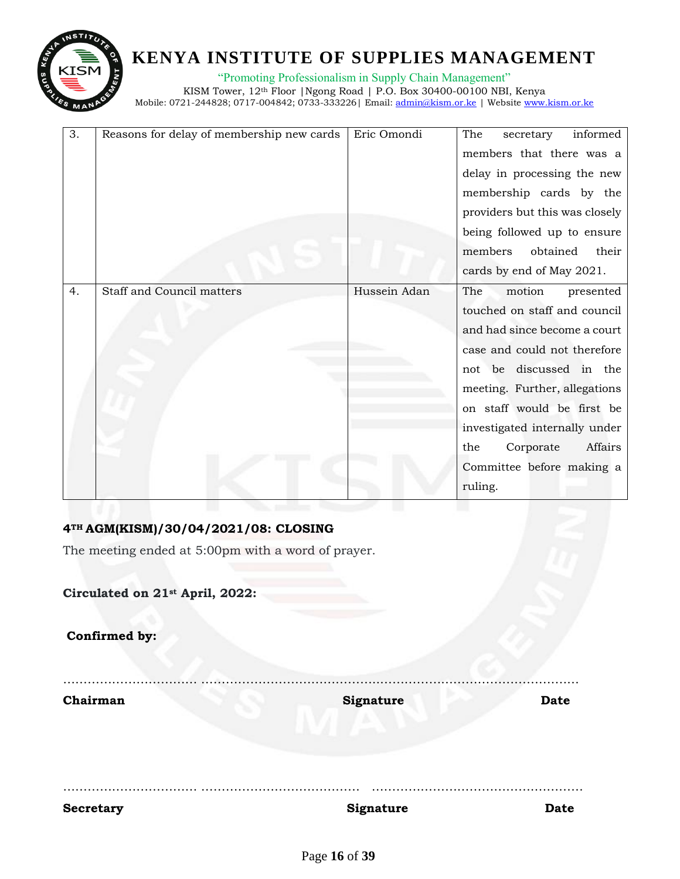| 3. | Reasons for delay of membership new cards | Eric Omondi | The secretary informed members that there was a delay in processing the new membership cards by the providers but this was closely being followed up to ensure members obtained their cards by end of May 2021. |
|---|---|---|---|
| 4. | Staff and Council matters | Hussein Adan | The motion presented touched on staff and council and had since become a court case and could not therefore not be discussed in the meeting. Further, allegations on staff would be first be investigated internally under the Corporate Affairs Committee before making a ruling. |

**4TH AGM(KISM)/30/04/2021/08: CLOSING**

The meeting ended at 5:00pm with a word of prayer.

**Circulated on 21st April, 2022:**

**Confirmed by:**

…………………………… ……………………………………………………………………………………

**Chairman** **Signature** **Date**

…………………………… ……………………………………… ………………………………………………

**Secretary** **Signature** **Date**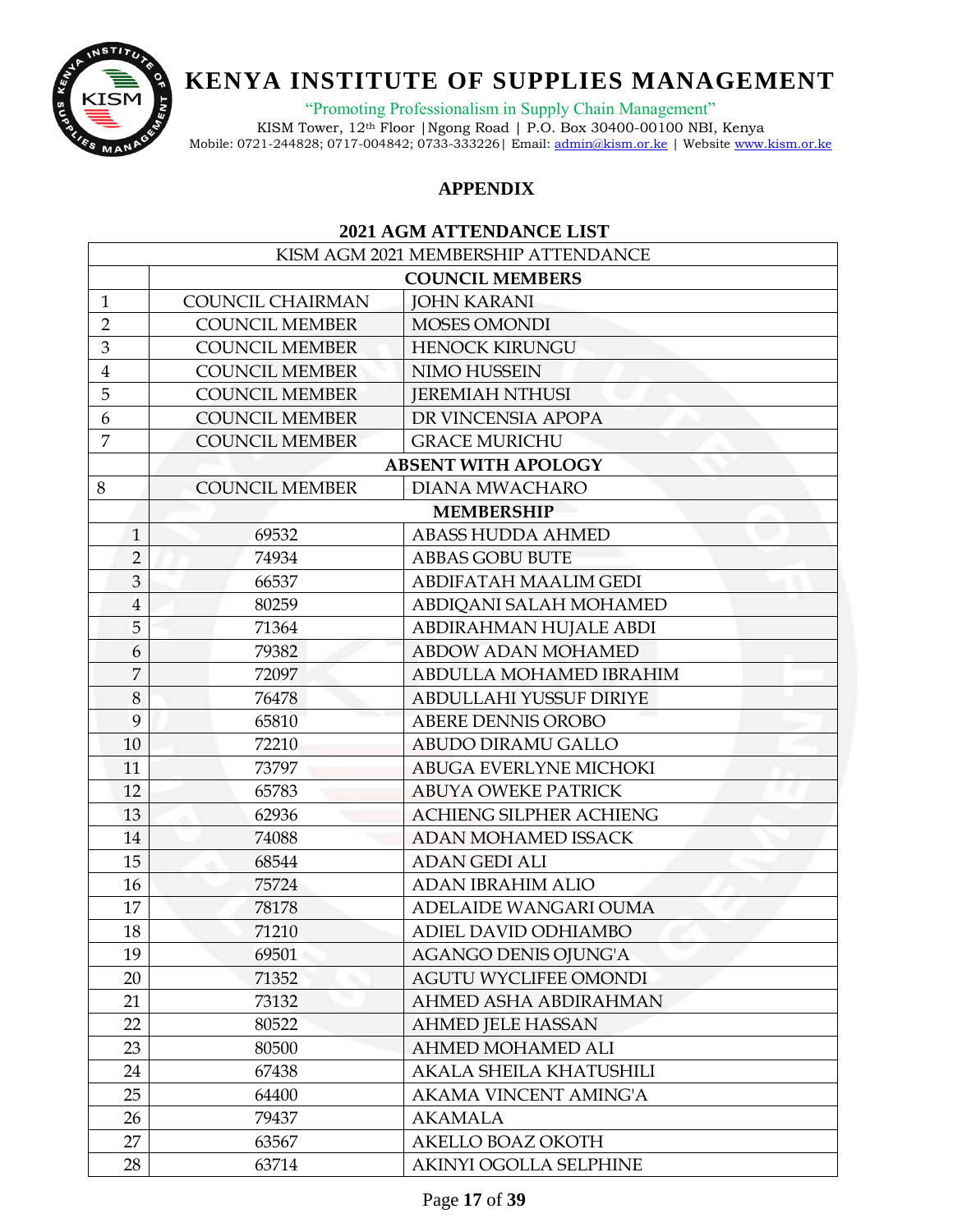## APPENDIX

### 2021 AGM ATTENDANCE LIST

| KISM AGM 2021 MEMBERSHIP ATTENDANCE | | |
|---|---|---|
| | **COUNCIL MEMBERS** | |
| 1 | COUNCIL CHAIRMAN | JOHN KARANI |
| 2 | COUNCIL MEMBER | MOSES OMONDI |
| 3 | COUNCIL MEMBER | HENOCK KIRUNGU |
| 4 | COUNCIL MEMBER | NIMO HUSSEIN |
| 5 | COUNCIL MEMBER | JEREMIAH NTHUSI |
| 6 | COUNCIL MEMBER | DR VINCENSIA APOPA |
| 7 | COUNCIL MEMBER | GRACE MURICHU |
| | **ABSENT WITH APOLOGY** | |
| 8 | COUNCIL MEMBER | DIANA MWACHARO |
| | **MEMBERSHIP** | |
| 1 | 69532 | ABASS HUDDA AHMED |
| 2 | 74934 | ABBAS GOBU BUTE |
| 3 | 66537 | ABDIFATAH MAALIM GEDI |
| 4 | 80259 | ABDIQANI SALAH MOHAMED |
| 5 | 71364 | ABDIRAHMAN HUJALE ABDI |
| 6 | 79382 | ABDOW ADAN MOHAMED |
| 7 | 72097 | ABDULLA MOHAMED IBRAHIM |
| 8 | 76478 | ABDULLAHI YUSSUF DIRIYE |
| 9 | 65810 | ABERE DENNIS OROBO |
| 10 | 72210 | ABUDO DIRAMU GALLO |
| 11 | 73797 | ABUGA EVERLYNE MICHOKI |
| 12 | 65783 | ABUYA OWEKE PATRICK |
| 13 | 62936 | ACHIENG SILPHER ACHIENG |
| 14 | 74088 | ADAN MOHAMED ISSACK |
| 15 | 68544 | ADAN GEDI ALI |
| 16 | 75724 | ADAN IBRAHIM ALIO |
| 17 | 78178 | ADELAIDE WANGARI OUMA |
| 18 | 71210 | ADIEL DAVID ODHIAMBO |
| 19 | 69501 | AGANGO DENIS OJUNG'A |
| 20 | 71352 | AGUTU WYCLIFEE OMONDI |
| 21 | 73132 | AHMED ASHA ABDIRAHMAN |
| 22 | 80522 | AHMED JELE HASSAN |
| 23 | 80500 | AHMED MOHAMED ALI |
| 24 | 67438 | AKALA SHEILA KHATUSHILI |
| 25 | 64400 | AKAMA VINCENT AMING'A |
| 26 | 79437 | AKAMALA |
| 27 | 63567 | AKELLO BOAZ OKOTH |
| 28 | 63714 | AKINYI OGOLLA SELPHINE |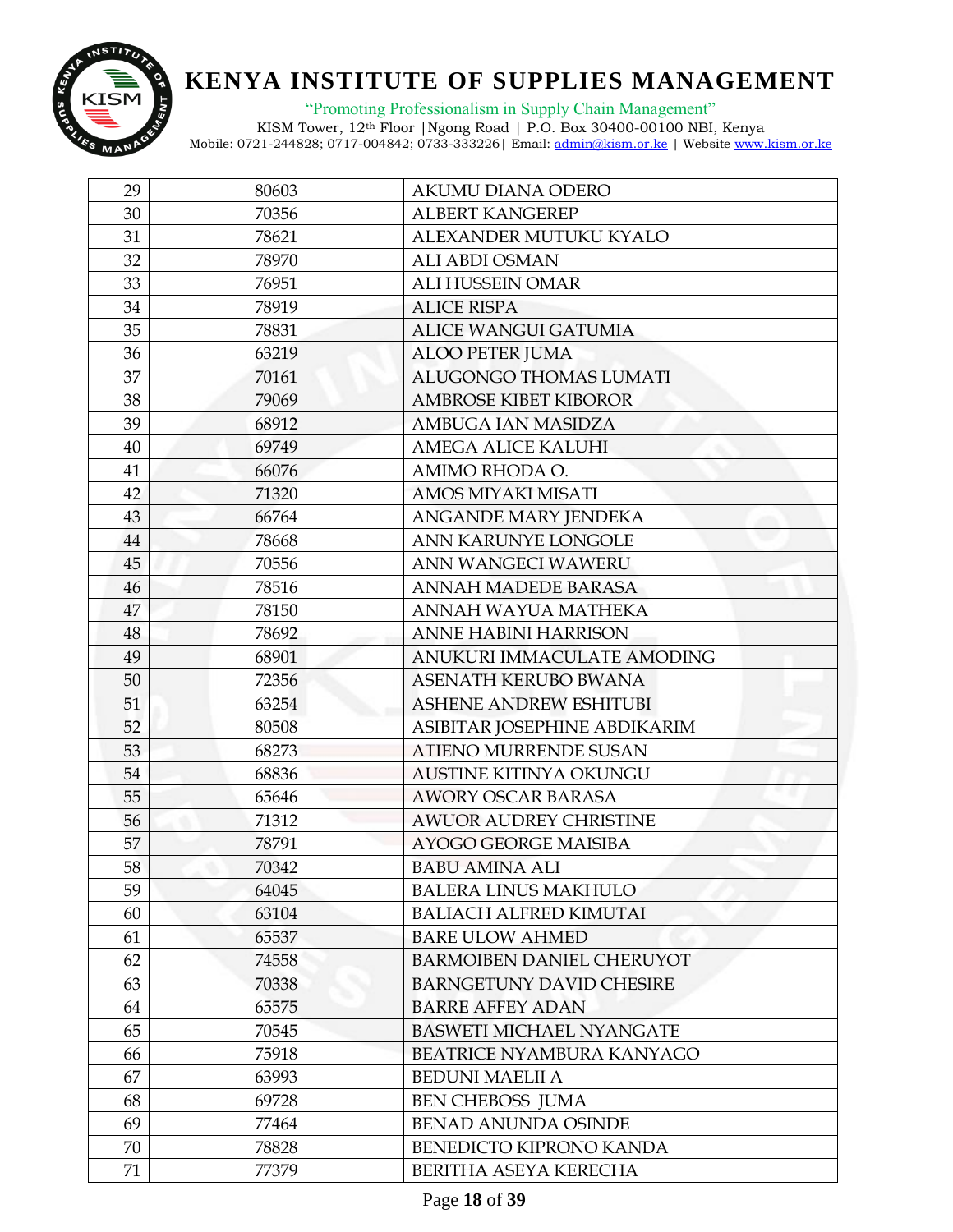| 29 | 80603 | AKUMU DIANA ODERO |
|---|---|---|
| 30 | 70356 | ALBERT KANGEREP |
| 31 | 78621 | ALEXANDER MUTUKU KYALO |
| 32 | 78970 | ALI ABDI OSMAN |
| 33 | 76951 | ALI HUSSEIN OMAR |
| 34 | 78919 | ALICE RISPA |
| 35 | 78831 | ALICE WANGUI GATUMIA |
| 36 | 63219 | ALOO PETER JUMA |
| 37 | 70161 | ALUGONGO THOMAS LUMATI |
| 38 | 79069 | AMBROSE KIBET KIBOROR |
| 39 | 68912 | AMBUGA IAN MASIDZA |
| 40 | 69749 | AMEGA ALICE KALUHI |
| 41 | 66076 | AMIMO RHODA O. |
| 42 | 71320 | AMOS MIYAKI MISATI |
| 43 | 66764 | ANGANDE MARY JENDEKA |
| 44 | 78668 | ANN KARUNYE LONGOLE |
| 45 | 70556 | ANN WANGECI WAWERU |
| 46 | 78516 | ANNAH MADEDE BARASA |
| 47 | 78150 | ANNAH WAYUA MATHEKA |
| 48 | 78692 | ANNE HABINI HARRISON |
| 49 | 68901 | ANUKURI IMMACULATE AMODING |
| 50 | 72356 | ASENATH KERUBO BWANA |
| 51 | 63254 | ASHENE ANDREW ESHITUBI |
| 52 | 80508 | ASIBITAR JOSEPHINE ABDIKARIM |
| 53 | 68273 | ATIENO MURRENDE SUSAN |
| 54 | 68836 | AUSTINE KITINYA OKUNGU |
| 55 | 65646 | AWORY OSCAR BARASA |
| 56 | 71312 | AWUOR AUDREY CHRISTINE |
| 57 | 78791 | AYOGO GEORGE MAISIBA |
| 58 | 70342 | BABU AMINA ALI |
| 59 | 64045 | BALERA LINUS MAKHULO |
| 60 | 63104 | BALIACH ALFRED KIMUTAI |
| 61 | 65537 | BARE ULOW AHMED |
| 62 | 74558 | BARMOIBEN DANIEL CHERUYOT |
| 63 | 70338 | BARNGETUNY DAVID CHESIRE |
| 64 | 65575 | BARRE AFFEY ADAN |
| 65 | 70545 | BASWETI MICHAEL NYANGATE |
| 66 | 75918 | BEATRICE NYAMBURA KANYAGO |
| 67 | 63993 | BEDUNI MAELII A |
| 68 | 69728 | BEN CHEBOSS JUMA |
| 69 | 77464 | BENAD ANUNDA OSINDE |
| 70 | 78828 | BENEDICTO KIPRONO KANDA |
| 71 | 77379 | BERITHA ASEYA KERECHA |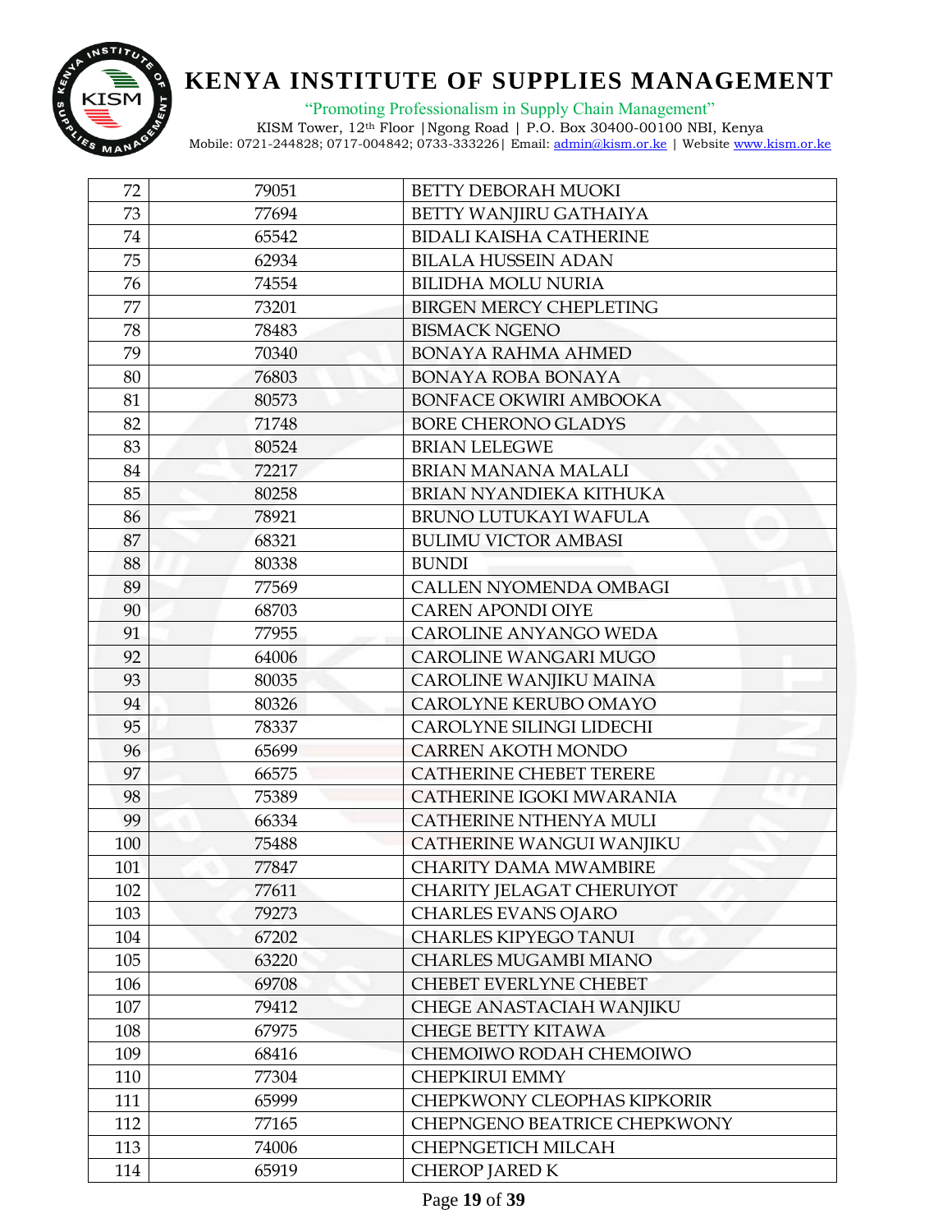| 72 | 79051 | BETTY DEBORAH MUOKI |
|---|---|---|
| 73 | 77694 | BETTY WANJIRU GATHAIYA |
| 74 | 65542 | BIDALI KAISHA CATHERINE |
| 75 | 62934 | BILALA HUSSEIN ADAN |
| 76 | 74554 | BILIDHA MOLU NURIA |
| 77 | 73201 | BIRGEN MERCY CHEPLETING |
| 78 | 78483 | BISMACK NGENO |
| 79 | 70340 | BONAYA RAHMA AHMED |
| 80 | 76803 | BONAYA ROBA BONAYA |
| 81 | 80573 | BONFACE OKWIRI AMBOOKA |
| 82 | 71748 | BORE CHERONO GLADYS |
| 83 | 80524 | BRIAN LELEGWE |
| 84 | 72217 | BRIAN MANANA MALALI |
| 85 | 80258 | BRIAN NYANDIEKA KITHUKA |
| 86 | 78921 | BRUNO LUTUKAYI WAFULA |
| 87 | 68321 | BULIMU VICTOR AMBASI |
| 88 | 80338 | BUNDI |
| 89 | 77569 | CALLEN NYOMENDA OMBAGI |
| 90 | 68703 | CAREN APONDI OIYE |
| 91 | 77955 | CAROLINE ANYANGO WEDA |
| 92 | 64006 | CAROLINE WANGARI MUGO |
| 93 | 80035 | CAROLINE WANJIKU MAINA |
| 94 | 80326 | CAROLYNE KERUBO OMAYO |
| 95 | 78337 | CAROLYNE SILINGI LIDECHI |
| 96 | 65699 | CARREN AKOTH MONDO |
| 97 | 66575 | CATHERINE CHEBET TERERE |
| 98 | 75389 | CATHERINE IGOKI MWARANIA |
| 99 | 66334 | CATHERINE NTHENYA MULI |
| 100 | 75488 | CATHERINE WANGUI WANJIKU |
| 101 | 77847 | CHARITY DAMA MWAMBIRE |
| 102 | 77611 | CHARITY JELAGAT CHERUIYOT |
| 103 | 79273 | CHARLES EVANS OJARO |
| 104 | 67202 | CHARLES KIPYEGO TANUI |
| 105 | 63220 | CHARLES MUGAMBI MIANO |
| 106 | 69708 | CHEBET EVERLYNE CHEBET |
| 107 | 79412 | CHEGE ANASTACIAH WANJIKU |
| 108 | 67975 | CHEGE BETTY KITAWA |
| 109 | 68416 | CHEMOIWO RODAH CHEMOIWO |
| 110 | 77304 | CHEPKIRUI EMMY |
| 111 | 65999 | CHEPKWONY CLEOPHAS KIPKORIR |
| 112 | 77165 | CHEPNGENO BEATRICE CHEPKWONY |
| 113 | 74006 | CHEPNGETICH MILCAH |
| 114 | 65919 | CHEROP JARED K |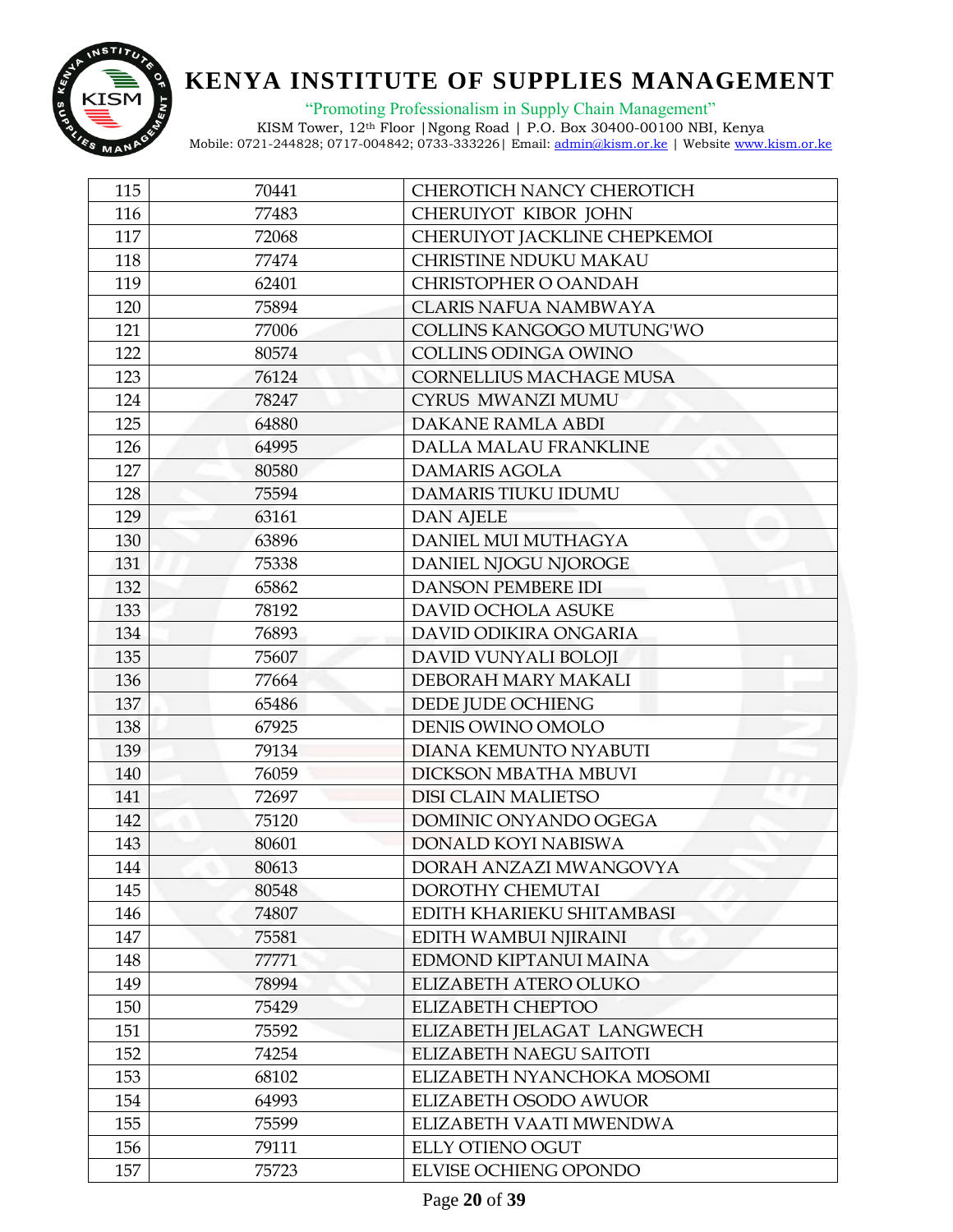| 115 | 70441 | CHEROTICH NANCY CHEROTICH |
|---|---|---|
| 116 | 77483 | CHERUIYOT KIBOR JOHN |
| 117 | 72068 | CHERUIYOT JACKLINE CHEPKEMOI |
| 118 | 77474 | CHRISTINE NDUKU MAKAU |
| 119 | 62401 | CHRISTOPHER O OANDAH |
| 120 | 75894 | CLARIS NAFUA NAMBWAYA |
| 121 | 77006 | COLLINS KANGOGO MUTUNG'WO |
| 122 | 80574 | COLLINS ODINGA OWINO |
| 123 | 76124 | CORNELLIUS MACHAGE MUSA |
| 124 | 78247 | CYRUS MWANZI MUMU |
| 125 | 64880 | DAKANE RAMLA ABDI |
| 126 | 64995 | DALLA MALAU FRANKLINE |
| 127 | 80580 | DAMARIS AGOLA |
| 128 | 75594 | DAMARIS TIUKU IDUMU |
| 129 | 63161 | DAN AJELE |
| 130 | 63896 | DANIEL MUI MUTHAGYA |
| 131 | 75338 | DANIEL NJOGU NJOROGE |
| 132 | 65862 | DANSON PEMBERE IDI |
| 133 | 78192 | DAVID OCHOLA ASUKE |
| 134 | 76893 | DAVID ODIKIRA ONGARIA |
| 135 | 75607 | DAVID VUNYALI BOLOJI |
| 136 | 77664 | DEBORAH MARY MAKALI |
| 137 | 65486 | DEDE JUDE OCHIENG |
| 138 | 67925 | DENIS OWINO OMOLO |
| 139 | 79134 | DIANA KEMUNTO NYABUTI |
| 140 | 76059 | DICKSON MBATHA MBUVI |
| 141 | 72697 | DISI CLAIN MALIETSO |
| 142 | 75120 | DOMINIC ONYANDO OGEGA |
| 143 | 80601 | DONALD KOYI NABISWA |
| 144 | 80613 | DORAH ANZAZI MWANGOVYA |
| 145 | 80548 | DOROTHY CHEMUTAI |
| 146 | 74807 | EDITH KHARIEKU SHITAMBASI |
| 147 | 75581 | EDITH WAMBUI NJIRAINI |
| 148 | 77771 | EDMOND KIPTANUI MAINA |
| 149 | 78994 | ELIZABETH ATERO OLUKO |
| 150 | 75429 | ELIZABETH CHEPTOO |
| 151 | 75592 | ELIZABETH JELAGAT LANGWECH |
| 152 | 74254 | ELIZABETH NAEGU SAITOTI |
| 153 | 68102 | ELIZABETH NYANCHOKA MOSOMI |
| 154 | 64993 | ELIZABETH OSODO AWUOR |
| 155 | 75599 | ELIZABETH VAATI MWENDWA |
| 156 | 79111 | ELLY OTIENO OGUT |
| 157 | 75723 | ELVISE OCHIENG OPONDO |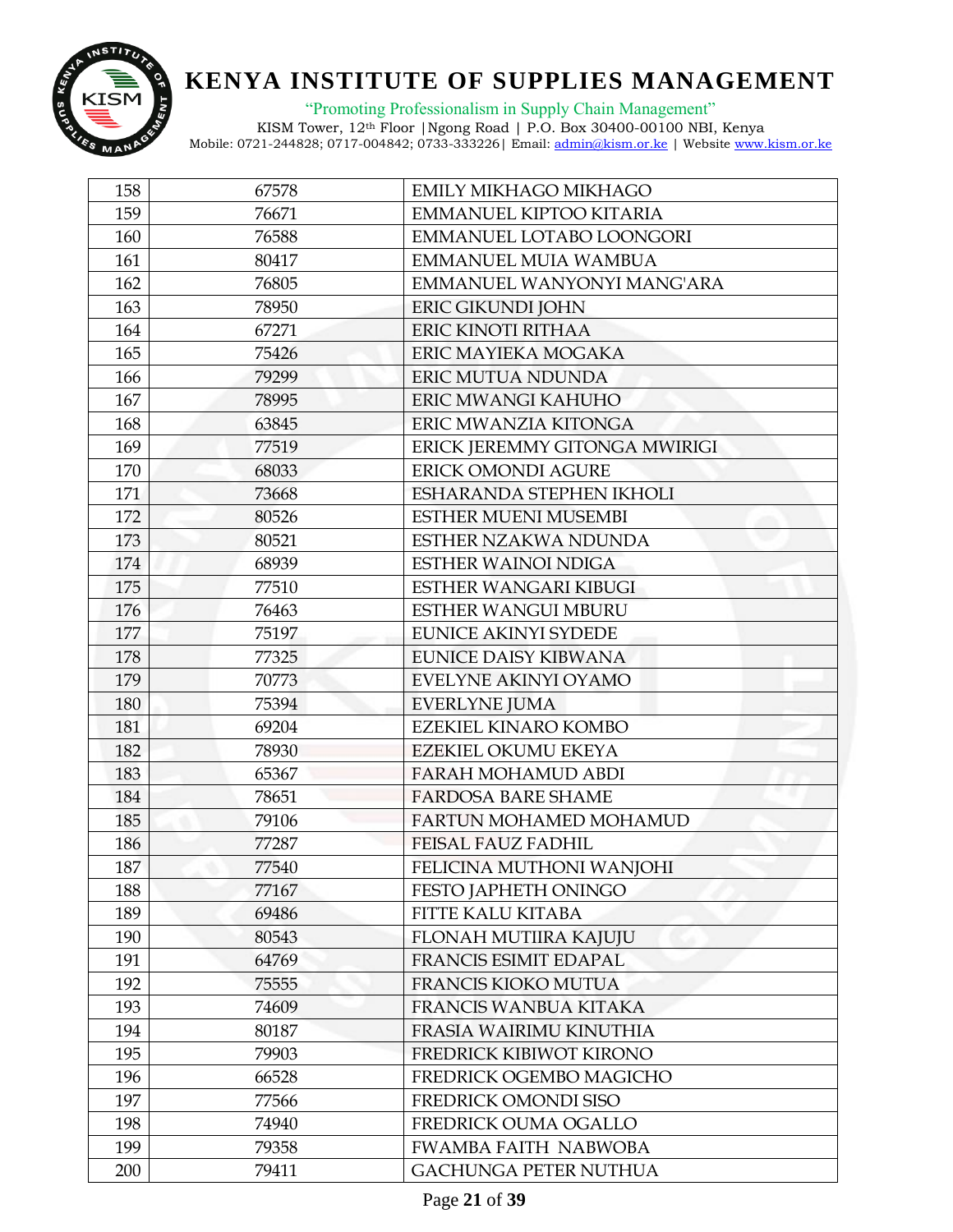| 158 | 67578 | EMILY MIKHAGO MIKHAGO |
|---|---|---|
| 159 | 76671 | EMMANUEL KIPTOO KITARIA |
| 160 | 76588 | EMMANUEL LOTABO LOONGORI |
| 161 | 80417 | EMMANUEL MUIA WAMBUA |
| 162 | 76805 | EMMANUEL WANYONYI MANG'ARA |
| 163 | 78950 | ERIC GIKUNDI JOHN |
| 164 | 67271 | ERIC KINOTI RITHAA |
| 165 | 75426 | ERIC MAYIEKA MOGAKA |
| 166 | 79299 | ERIC MUTUA NDUNDA |
| 167 | 78995 | ERIC MWANGI KAHUHO |
| 168 | 63845 | ERIC MWANZIA KITONGA |
| 169 | 77519 | ERICK JEREMMY GITONGA MWIRIGI |
| 170 | 68033 | ERICK OMONDI AGURE |
| 171 | 73668 | ESHARANDA STEPHEN IKHOLI |
| 172 | 80526 | ESTHER MUENI MUSEMBI |
| 173 | 80521 | ESTHER NZAKWA NDUNDA |
| 174 | 68939 | ESTHER WAINOI NDIGA |
| 175 | 77510 | ESTHER WANGARI KIBUGI |
| 176 | 76463 | ESTHER WANGUI MBURU |
| 177 | 75197 | EUNICE AKINYI SYDEDE |
| 178 | 77325 | EUNICE DAISY KIBWANA |
| 179 | 70773 | EVELYNE AKINYI OYAMO |
| 180 | 75394 | EVERLYNE JUMA |
| 181 | 69204 | EZEKIEL KINARO KOMBO |
| 182 | 78930 | EZEKIEL OKUMU EKEYA |
| 183 | 65367 | FARAH MOHAMUD ABDI |
| 184 | 78651 | FARDOSA BARE SHAME |
| 185 | 79106 | FARTUN MOHAMED MOHAMUD |
| 186 | 77287 | FEISAL FAUZ FADHIL |
| 187 | 77540 | FELICINA MUTHONI WANJOHI |
| 188 | 77167 | FESTO JAPHETH ONINGO |
| 189 | 69486 | FITTE KALU KITABA |
| 190 | 80543 | FLONAH MUTIIRA KAJUJU |
| 191 | 64769 | FRANCIS ESIMIT EDAPAL |
| 192 | 75555 | FRANCIS KIOKO MUTUA |
| 193 | 74609 | FRANCIS WANBUA KITAKA |
| 194 | 80187 | FRASIA WAIRIMU KINUTHIA |
| 195 | 79903 | FREDRICK KIBIWOT KIRONO |
| 196 | 66528 | FREDRICK OGEMBO MAGICHO |
| 197 | 77566 | FREDRICK OMONDI SISO |
| 198 | 74940 | FREDRICK OUMA OGALLO |
| 199 | 79358 | FWAMBA FAITH NABWOBA |
| 200 | 79411 | GACHUNGA PETER NUTHUA |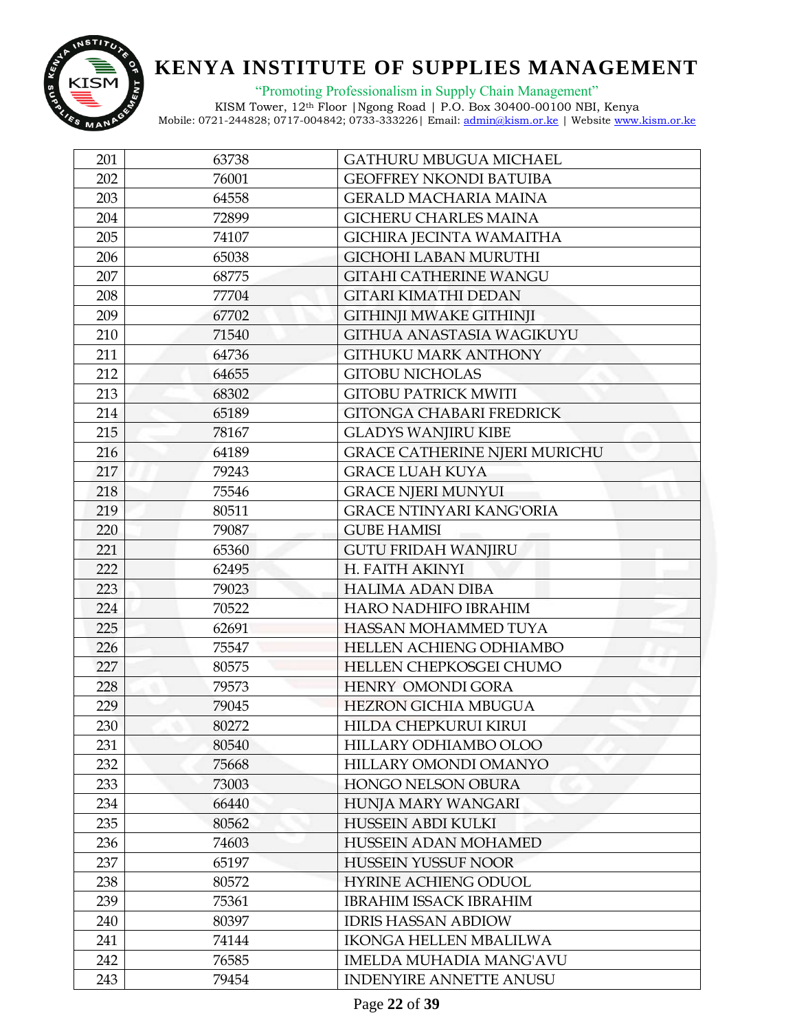# KENYA INSTITUTE OF SUPPLIES MANAGEMENT

"Promoting Professionalism in Supply Chain Management"

KISM Tower, 12th Floor |Ngong Road | P.O. Box 30400-00100 NBI, Kenya
Mobile: 0721-244828; 0717-004842; 0733-333226| Email: admin@kism.or.ke | Website www.kism.or.ke

| | | |
|---|---|---|
| 201 | 63738 | GATHURU MBUGUA MICHAEL |
| 202 | 76001 | GEOFFREY NKONDI BATUIBA |
| 203 | 64558 | GERALD MACHARIA MAINA |
| 204 | 72899 | GICHERU CHARLES MAINA |
| 205 | 74107 | GICHIRA JECINTA WAMAITHA |
| 206 | 65038 | GICHOHI LABAN MURUTHI |
| 207 | 68775 | GITAHI CATHERINE WANGU |
| 208 | 77704 | GITARI KIMATHI DEDAN |
| 209 | 67702 | GITHINJI MWAKE GITHINJI |
| 210 | 71540 | GITHUA ANASTASIA WAGIKUYU |
| 211 | 64736 | GITHUKU MARK ANTHONY |
| 212 | 64655 | GITOBU NICHOLAS |
| 213 | 68302 | GITOBU PATRICK MWITI |
| 214 | 65189 | GITONGA CHABARI FREDRICK |
| 215 | 78167 | GLADYS WANJIRU KIBE |
| 216 | 64189 | GRACE CATHERINE NJERI MURICHU |
| 217 | 79243 | GRACE LUAH KUYA |
| 218 | 75546 | GRACE NJERI MUNYUI |
| 219 | 80511 | GRACE NTINYARI KANG'ORIA |
| 220 | 79087 | GUBE HAMISI |
| 221 | 65360 | GUTU FRIDAH WANJIRU |
| 222 | 62495 | H. FAITH AKINYI |
| 223 | 79023 | HALIMA ADAN DIBA |
| 224 | 70522 | HARO NADHIFO IBRAHIM |
| 225 | 62691 | HASSAN MOHAMMED TUYA |
| 226 | 75547 | HELLEN ACHIENG ODHIAMBO |
| 227 | 80575 | HELLEN CHEPKOSGEI CHUMO |
| 228 | 79573 | HENRY OMONDI GORA |
| 229 | 79045 | HEZRON GICHIA MBUGUA |
| 230 | 80272 | HILDA CHEPKURUI KIRUI |
| 231 | 80540 | HILLARY ODHIAMBO OLOO |
| 232 | 75668 | HILLARY OMONDI OMANYO |
| 233 | 73003 | HONGO NELSON OBURA |
| 234 | 66440 | HUNJA MARY WANGARI |
| 235 | 80562 | HUSSEIN ABDI KULKI |
| 236 | 74603 | HUSSEIN ADAN MOHAMED |
| 237 | 65197 | HUSSEIN YUSSUF NOOR |
| 238 | 80572 | HYRINE ACHIENG ODUOL |
| 239 | 75361 | IBRAHIM ISSACK IBRAHIM |
| 240 | 80397 | IDRIS HASSAN ABDIOW |
| 241 | 74144 | IKONGA HELLEN MBALILWA |
| 242 | 76585 | IMELDA MUHADIA MANG'AVU |
| 243 | 79454 | INDENYIRE ANNETTE ANUSU |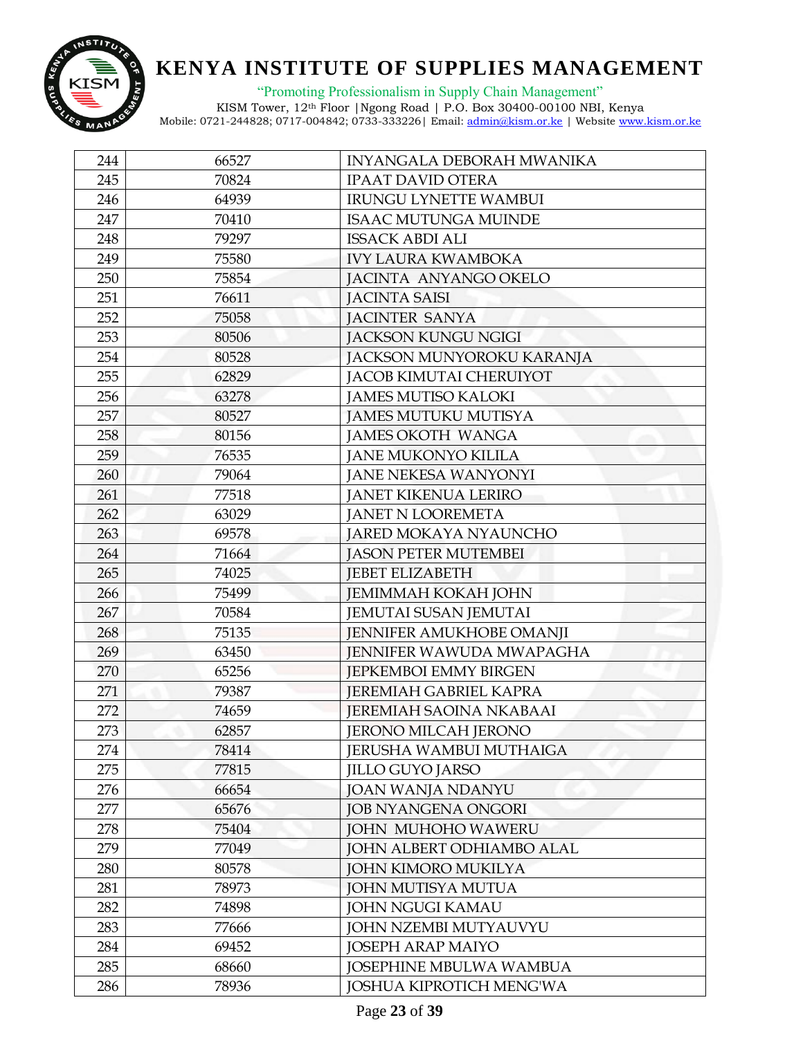| 244 | 66527 | INYANGALA DEBORAH MWANIKA |
|---|---|---|
| 245 | 70824 | IPAAT DAVID OTERA |
| 246 | 64939 | IRUNGU LYNETTE WAMBUI |
| 247 | 70410 | ISAAC MUTUNGA MUINDE |
| 248 | 79297 | ISSACK ABDI ALI |
| 249 | 75580 | IVY LAURA KWAMBOKA |
| 250 | 75854 | JACINTA ANYANGO OKELO |
| 251 | 76611 | JACINTA SAISI |
| 252 | 75058 | JACINTER SANYA |
| 253 | 80506 | JACKSON KUNGU NGIGI |
| 254 | 80528 | JACKSON MUNYOROKU KARANJA |
| 255 | 62829 | JACOB KIMUTAI CHERUIYOT |
| 256 | 63278 | JAMES MUTISO KALOKI |
| 257 | 80527 | JAMES MUTUKU MUTISYA |
| 258 | 80156 | JAMES OKOTH WANGA |
| 259 | 76535 | JANE MUKONYO KILILA |
| 260 | 79064 | JANE NEKESA WANYONYI |
| 261 | 77518 | JANET KIKENUA LERIRO |
| 262 | 63029 | JANET N LOOREMETA |
| 263 | 69578 | JARED MOKAYA NYAUNCHO |
| 264 | 71664 | JASON PETER MUTEMBEI |
| 265 | 74025 | JEBET ELIZABETH |
| 266 | 75499 | JEMIMMAH KOKAH JOHN |
| 267 | 70584 | JEMUTAI SUSAN JEMUTAI |
| 268 | 75135 | JENNIFER AMUKHOBE OMANJI |
| 269 | 63450 | JENNIFER WAWUDA MWAPAGHA |
| 270 | 65256 | JEPKEMBOI EMMY BIRGEN |
| 271 | 79387 | JEREMIAH GABRIEL KAPRA |
| 272 | 74659 | JEREMIAH SAOINA NKABAAI |
| 273 | 62857 | JERONO MILCAH JERONO |
| 274 | 78414 | JERUSHA WAMBUI MUTHAIGA |
| 275 | 77815 | JILLO GUYO JARSO |
| 276 | 66654 | JOAN WANJA NDANYU |
| 277 | 65676 | JOB NYANGENA ONGORI |
| 278 | 75404 | JOHN MUHOHO WAWERU |
| 279 | 77049 | JOHN ALBERT ODHIAMBO ALAL |
| 280 | 80578 | JOHN KIMORO MUKILYA |
| 281 | 78973 | JOHN MUTISYA MUTUA |
| 282 | 74898 | JOHN NGUGI KAMAU |
| 283 | 77666 | JOHN NZEMBI MUTYAUVYU |
| 284 | 69452 | JOSEPH ARAP MAIYO |
| 285 | 68660 | JOSEPHINE MBULWA WAMBUA |
| 286 | 78936 | JOSHUA KIPROTICH MENG'WA |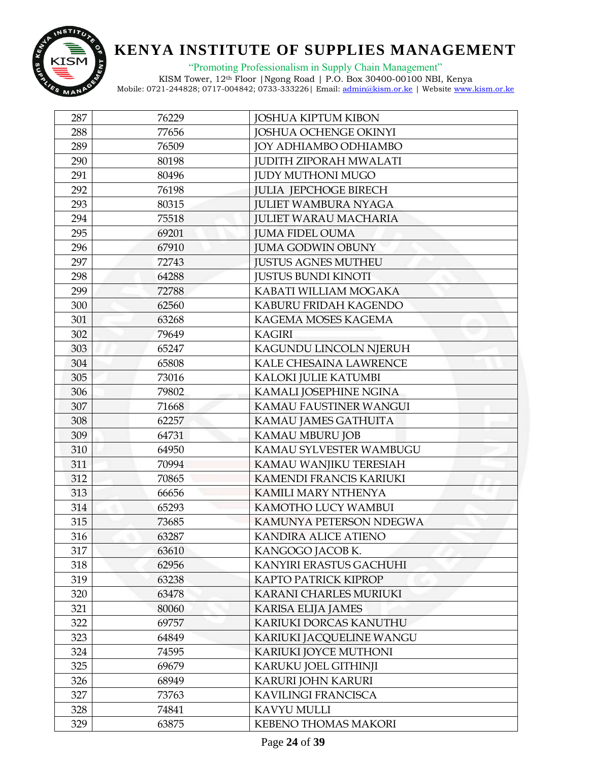| 287 | 76229 | JOSHUA KIPTUM KIBON |
|---|---|---|
| 288 | 77656 | JOSHUA OCHENGE OKINYI |
| 289 | 76509 | JOY ADHIAMBO ODHIAMBO |
| 290 | 80198 | JUDITH ZIPORAH MWALATI |
| 291 | 80496 | JUDY MUTHONI MUGO |
| 292 | 76198 | JULIA JEPCHOGE BIRECH |
| 293 | 80315 | JULIET WAMBURA NYAGA |
| 294 | 75518 | JULIET WARAU MACHARIA |
| 295 | 69201 | JUMA FIDEL OUMA |
| 296 | 67910 | JUMA GODWIN OBUNY |
| 297 | 72743 | JUSTUS AGNES MUTHEU |
| 298 | 64288 | JUSTUS BUNDI KINOTI |
| 299 | 72788 | KABATI WILLIAM MOGAKA |
| 300 | 62560 | KABURU FRIDAH KAGENDO |
| 301 | 63268 | KAGEMA MOSES KAGEMA |
| 302 | 79649 | KAGIRI |
| 303 | 65247 | KAGUNDU LINCOLN NJERUH |
| 304 | 65808 | KALE CHESAINA LAWRENCE |
| 305 | 73016 | KALOKI JULIE KATUMBI |
| 306 | 79802 | KAMALI JOSEPHINE NGINA |
| 307 | 71668 | KAMAU FAUSTINER WANGUI |
| 308 | 62257 | KAMAU JAMES GATHUITA |
| 309 | 64731 | KAMAU MBURU JOB |
| 310 | 64950 | KAMAU SYLVESTER WAMBUGU |
| 311 | 70994 | KAMAU WANJIKU TERESIAH |
| 312 | 70865 | KAMENDI FRANCIS KARIUKI |
| 313 | 66656 | KAMILI MARY NTHENYA |
| 314 | 65293 | KAMOTHO LUCY WAMBUI |
| 315 | 73685 | KAMUNYA PETERSON NDEGWA |
| 316 | 63287 | KANDIRA ALICE ATIENO |
| 317 | 63610 | KANGOGO JACOB K. |
| 318 | 62956 | KANYIRI ERASTUS GACHUHI |
| 319 | 63238 | KAPTO PATRICK KIPROP |
| 320 | 63478 | KARANI CHARLES MURIUKI |
| 321 | 80060 | KARISA ELIJA JAMES |
| 322 | 69757 | KARIUKI DORCAS KANUTHU |
| 323 | 64849 | KARIUKI JACQUELINE WANGU |
| 324 | 74595 | KARIUKI JOYCE MUTHONI |
| 325 | 69679 | KARUKU JOEL GITHINJI |
| 326 | 68949 | KARURI JOHN KARURI |
| 327 | 73763 | KAVILINGI FRANCISCA |
| 328 | 74841 | KAVYU MULLI |
| 329 | 63875 | KEBENO THOMAS MAKORI |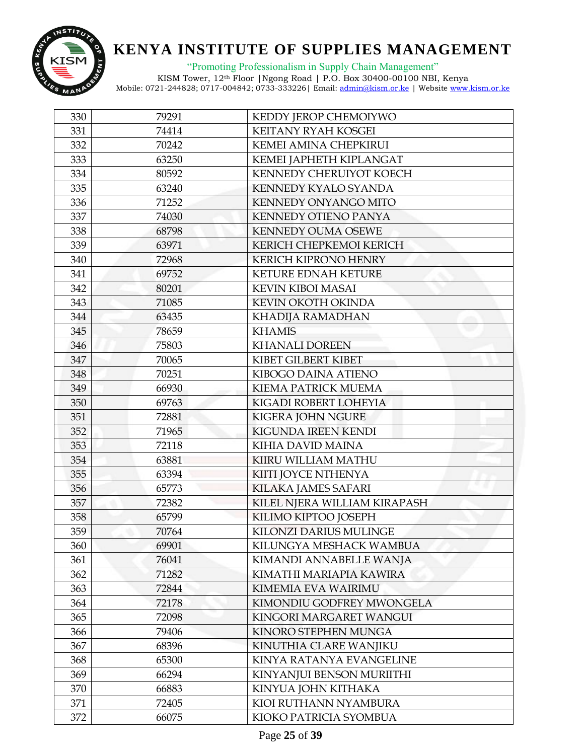| 330 | 79291 | KEDDY JEROP CHEMOIYWO |
|---|---|---|
| 331 | 74414 | KEITANY RYAH KOSGEI |
| 332 | 70242 | KEMEI AMINA CHEPKIRUI |
| 333 | 63250 | KEMEI JAPHETH KIPLANGAT |
| 334 | 80592 | KENNEDY CHERUIYOT KOECH |
| 335 | 63240 | KENNEDY KYALO SYANDA |
| 336 | 71252 | KENNEDY ONYANGO MITO |
| 337 | 74030 | KENNEDY OTIENO PANYA |
| 338 | 68798 | KENNEDY OUMA OSEWE |
| 339 | 63971 | KERICH CHEPKEMOI KERICH |
| 340 | 72968 | KERICH KIPRONO HENRY |
| 341 | 69752 | KETURE EDNAH KETURE |
| 342 | 80201 | KEVIN KIBOI MASAI |
| 343 | 71085 | KEVIN OKOTH OKINDA |
| 344 | 63435 | KHADIJA RAMADHAN |
| 345 | 78659 | KHAMIS |
| 346 | 75803 | KHANALI DOREEN |
| 347 | 70065 | KIBET GILBERT KIBET |
| 348 | 70251 | KIBOGO DAINA ATIENO |
| 349 | 66930 | KIEMA PATRICK MUEMA |
| 350 | 69763 | KIGADI ROBERT LOHEYIA |
| 351 | 72881 | KIGERA JOHN NGURE |
| 352 | 71965 | KIGUNDA IREEN KENDI |
| 353 | 72118 | KIHIA DAVID MAINA |
| 354 | 63881 | KIIRU WILLIAM MATHU |
| 355 | 63394 | KIITI JOYCE NTHENYA |
| 356 | 65773 | KILAKA JAMES SAFARI |
| 357 | 72382 | KILEL NJERA WILLIAM KIRAPASH |
| 358 | 65799 | KILIMO KIPTOO JOSEPH |
| 359 | 70764 | KILONZI DARIUS MULINGE |
| 360 | 69901 | KILUNGYA MESHACK WAMBUA |
| 361 | 76041 | KIMANDI ANNABELLE WANJA |
| 362 | 71282 | KIMATHI MARIAPIA KAWIRA |
| 363 | 72844 | KIMEMIA EVA WAIRIMU |
| 364 | 72178 | KIMONDIU GODFREY MWONGELA |
| 365 | 72098 | KINGORI MARGARET WANGUI |
| 366 | 79406 | KINORO STEPHEN MUNGA |
| 367 | 68396 | KINUTHIA CLARE WANJIKU |
| 368 | 65300 | KINYA RATANYA EVANGELINE |
| 369 | 66294 | KINYANJUI BENSON MURIITHI |
| 370 | 66883 | KINYUA JOHN KITHAKA |
| 371 | 72405 | KIOI RUTHANN NYAMBURA |
| 372 | 66075 | KIOKO PATRICIA SYOMBUA |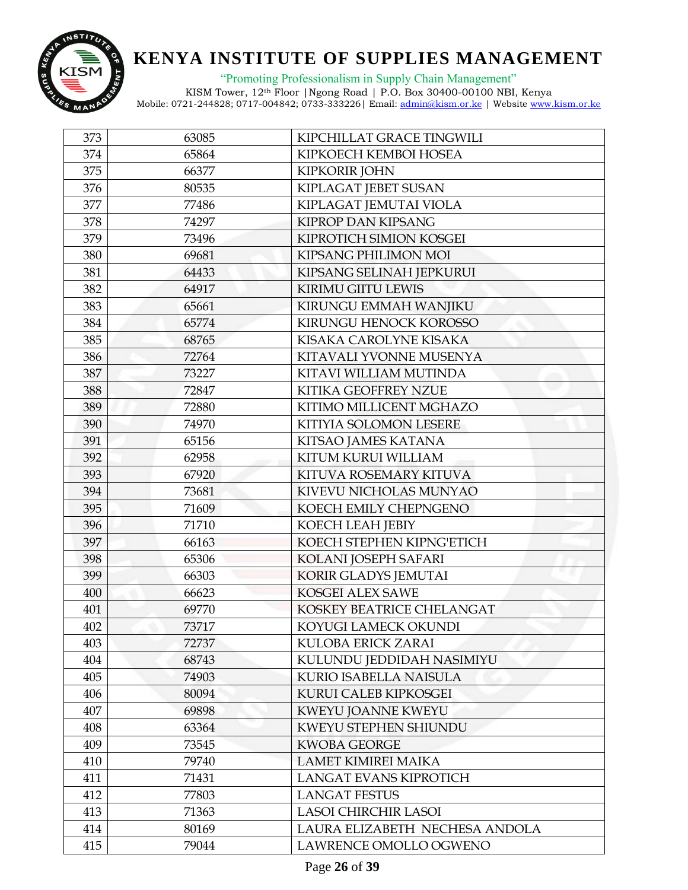| 373 | 63085 | KIPCHILLAT GRACE TINGWILI |
|---|---|---|
| 374 | 65864 | KIPKOECH KEMBOI HOSEA |
| 375 | 66377 | KIPKORIR JOHN |
| 376 | 80535 | KIPLAGAT JEBET SUSAN |
| 377 | 77486 | KIPLAGAT JEMUTAI VIOLA |
| 378 | 74297 | KIPROP DAN KIPSANG |
| 379 | 73496 | KIPROTICH SIMION KOSGEI |
| 380 | 69681 | KIPSANG PHILIMON MOI |
| 381 | 64433 | KIPSANG SELINAH JEPKURUI |
| 382 | 64917 | KIRIMU GIITU LEWIS |
| 383 | 65661 | KIRUNGU EMMAH WANJIKU |
| 384 | 65774 | KIRUNGU HENOCK KOROSSO |
| 385 | 68765 | KISAKA CAROLYNE KISAKA |
| 386 | 72764 | KITAVALI YVONNE MUSENYA |
| 387 | 73227 | KITAVI WILLIAM MUTINDA |
| 388 | 72847 | KITIKA GEOFFREY NZUE |
| 389 | 72880 | KITIMO MILLICENT MGHAZO |
| 390 | 74970 | KITIYIA SOLOMON LESERE |
| 391 | 65156 | KITSAO JAMES KATANA |
| 392 | 62958 | KITUM KURUI WILLIAM |
| 393 | 67920 | KITUVA ROSEMARY KITUVA |
| 394 | 73681 | KIVEVU NICHOLAS MUNYAO |
| 395 | 71609 | KOECH EMILY CHEPNGENO |
| 396 | 71710 | KOECH LEAH JEBIY |
| 397 | 66163 | KOECH STEPHEN KIPNG'ETICH |
| 398 | 65306 | KOLANI JOSEPH SAFARI |
| 399 | 66303 | KORIR GLADYS JEMUTAI |
| 400 | 66623 | KOSGEI ALEX SAWE |
| 401 | 69770 | KOSKEY BEATRICE CHELANGAT |
| 402 | 73717 | KOYUGI LAMECK OKUNDI |
| 403 | 72737 | KULOBA ERICK ZARAI |
| 404 | 68743 | KULUNDU JEDDIDAH NASIMIYU |
| 405 | 74903 | KURIO ISABELLA NAISULA |
| 406 | 80094 | KURUI CALEB KIPKOSGEI |
| 407 | 69898 | KWEYU JOANNE KWEYU |
| 408 | 63364 | KWEYU STEPHEN SHIUNDU |
| 409 | 73545 | KWOBA GEORGE |
| 410 | 79740 | LAMET KIMIREI MAIKA |
| 411 | 71431 | LANGAT EVANS KIPROTICH |
| 412 | 77803 | LANGAT FESTUS |
| 413 | 71363 | LASOI CHIRCHIR LASOI |
| 414 | 80169 | LAURA ELIZABETH NECHESA ANDOLA |
| 415 | 79044 | LAWRENCE OMOLLO OGWENO |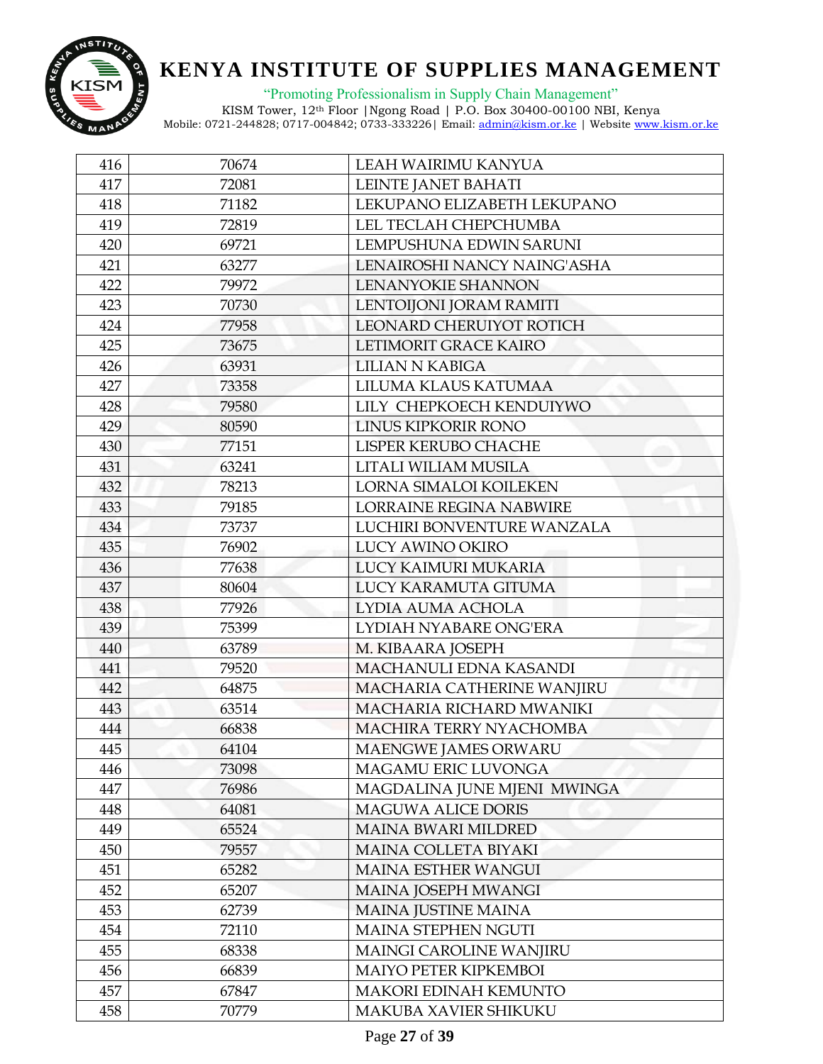| 416 | 70674 | LEAH WAIRIMU KANYUA |
|---|---|---|
| 417 | 72081 | LEINTE JANET BAHATI |
| 418 | 71182 | LEKUPANO ELIZABETH LEKUPANO |
| 419 | 72819 | LEL TECLAH CHEPCHUMBA |
| 420 | 69721 | LEMPUSHUNA EDWIN SARUNI |
| 421 | 63277 | LENAIROSHI NANCY NAING'ASHA |
| 422 | 79972 | LENANYOKIE SHANNON |
| 423 | 70730 | LENTOIJONI JORAM RAMITI |
| 424 | 77958 | LEONARD CHERUIYOT ROTICH |
| 425 | 73675 | LETIMORIT GRACE KAIRO |
| 426 | 63931 | LILIAN N KABIGA |
| 427 | 73358 | LILUMA KLAUS KATUMAA |
| 428 | 79580 | LILY CHEPKOECH KENDUIYWO |
| 429 | 80590 | LINUS KIPKORIR RONO |
| 430 | 77151 | LISPER KERUBO CHACHE |
| 431 | 63241 | LITALI WILIAM MUSILA |
| 432 | 78213 | LORNA SIMALOI KOILEKEN |
| 433 | 79185 | LORRAINE REGINA NABWIRE |
| 434 | 73737 | LUCHIRI BONVENTURE WANZALA |
| 435 | 76902 | LUCY AWINO OKIRO |
| 436 | 77638 | LUCY KAIMURI MUKARIA |
| 437 | 80604 | LUCY KARAMUTA GITUMA |
| 438 | 77926 | LYDIA AUMA ACHOLA |
| 439 | 75399 | LYDIAH NYABARE ONG'ERA |
| 440 | 63789 | M. KIBAARA JOSEPH |
| 441 | 79520 | MACHANULI EDNA KASANDI |
| 442 | 64875 | MACHARIA CATHERINE WANJIRU |
| 443 | 63514 | MACHARIA RICHARD MWANIKI |
| 444 | 66838 | MACHIRA TERRY NYACHOMBA |
| 445 | 64104 | MAENGWE JAMES ORWARU |
| 446 | 73098 | MAGAMU ERIC LUVONGA |
| 447 | 76986 | MAGDALINA JUNE MJENI MWINGA |
| 448 | 64081 | MAGUWA ALICE DORIS |
| 449 | 65524 | MAINA BWARI MILDRED |
| 450 | 79557 | MAINA COLLETA BIYAKI |
| 451 | 65282 | MAINA ESTHER WANGUI |
| 452 | 65207 | MAINA JOSEPH MWANGI |
| 453 | 62739 | MAINA JUSTINE MAINA |
| 454 | 72110 | MAINA STEPHEN NGUTI |
| 455 | 68338 | MAINGI CAROLINE WANJIRU |
| 456 | 66839 | MAIYO PETER KIPKEMBOI |
| 457 | 67847 | MAKORI EDINAH KEMUNTO |
| 458 | 70779 | MAKUBA XAVIER SHIKUKU |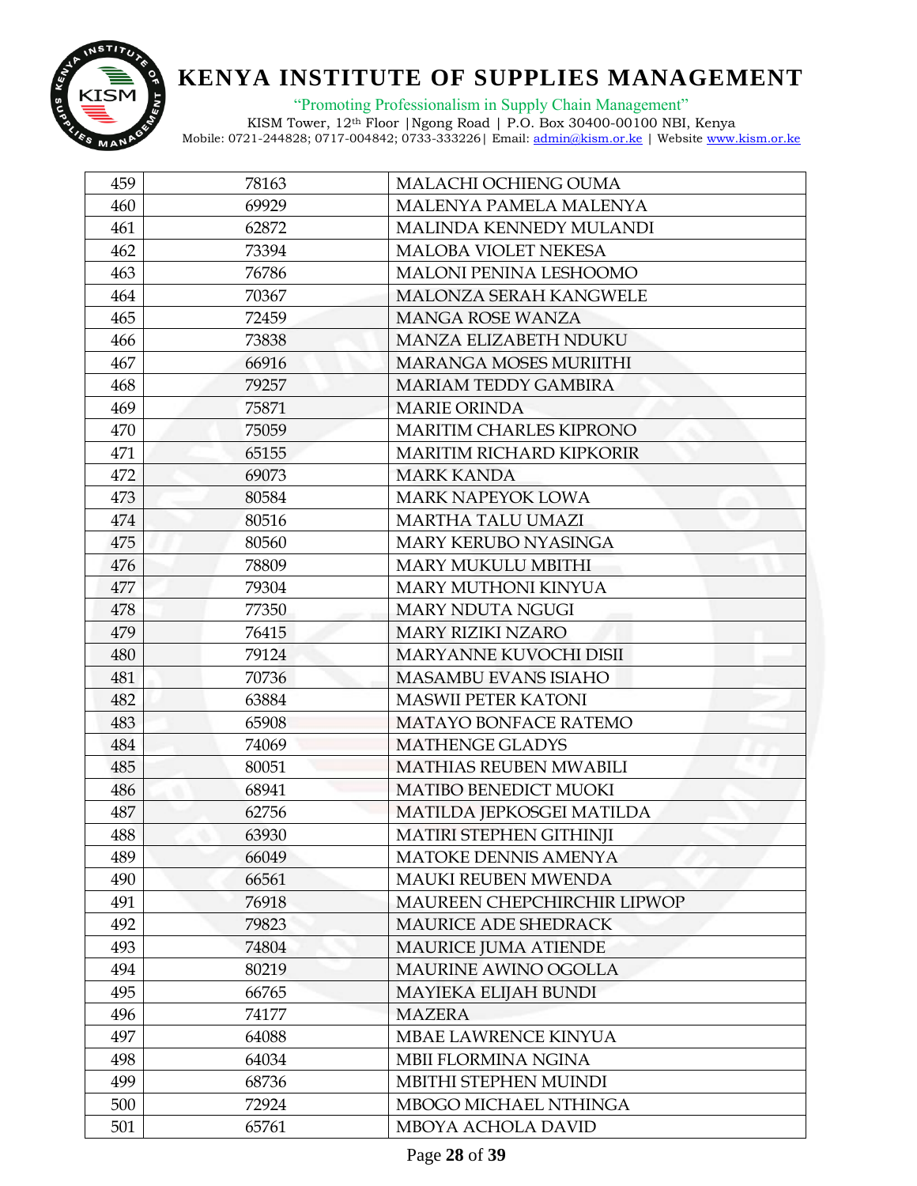| 459 | 78163 | MALACHI OCHIENG OUMA |
|---|---|---|
| 460 | 69929 | MALENYA PAMELA MALENYA |
| 461 | 62872 | MALINDA KENNEDY MULANDI |
| 462 | 73394 | MALOBA VIOLET NEKESA |
| 463 | 76786 | MALONI PENINA LESHOOMO |
| 464 | 70367 | MALONZA SERAH KANGWELE |
| 465 | 72459 | MANGA ROSE WANZA |
| 466 | 73838 | MANZA ELIZABETH NDUKU |
| 467 | 66916 | MARANGA MOSES MURIITHI |
| 468 | 79257 | MARIAM TEDDY GAMBIRA |
| 469 | 75871 | MARIE ORINDA |
| 470 | 75059 | MARITIM CHARLES KIPRONO |
| 471 | 65155 | MARITIM RICHARD KIPKORIR |
| 472 | 69073 | MARK KANDA |
| 473 | 80584 | MARK NAPEYOK LOWA |
| 474 | 80516 | MARTHA TALU UMAZI |
| 475 | 80560 | MARY KERUBO NYASINGA |
| 476 | 78809 | MARY MUKULU MBITHI |
| 477 | 79304 | MARY MUTHONI KINYUA |
| 478 | 77350 | MARY NDUTA NGUGI |
| 479 | 76415 | MARY RIZIKI NZARO |
| 480 | 79124 | MARYANNE KUVOCHI DISII |
| 481 | 70736 | MASAMBU EVANS ISIAHO |
| 482 | 63884 | MASWII PETER KATONI |
| 483 | 65908 | MATAYO BONFACE RATEMO |
| 484 | 74069 | MATHENGE GLADYS |
| 485 | 80051 | MATHIAS REUBEN MWABILI |
| 486 | 68941 | MATIBO BENEDICT MUOKI |
| 487 | 62756 | MATILDA JEPKOSGEI MATILDA |
| 488 | 63930 | MATIRI STEPHEN GITHINJI |
| 489 | 66049 | MATOKE DENNIS AMENYA |
| 490 | 66561 | MAUKI REUBEN MWENDA |
| 491 | 76918 | MAUREEN CHEPCHIRCHIR LIPWOP |
| 492 | 79823 | MAURICE ADE SHEDRACK |
| 493 | 74804 | MAURICE JUMA ATIENDE |
| 494 | 80219 | MAURINE AWINO OGOLLA |
| 495 | 66765 | MAYIEKA ELIJAH BUNDI |
| 496 | 74177 | MAZERA |
| 497 | 64088 | MBAE LAWRENCE KINYUA |
| 498 | 64034 | MBII FLORMINA NGINA |
| 499 | 68736 | MBITHI STEPHEN MUINDI |
| 500 | 72924 | MBOGO MICHAEL NTHINGA |
| 501 | 65761 | MBOYA ACHOLA DAVID |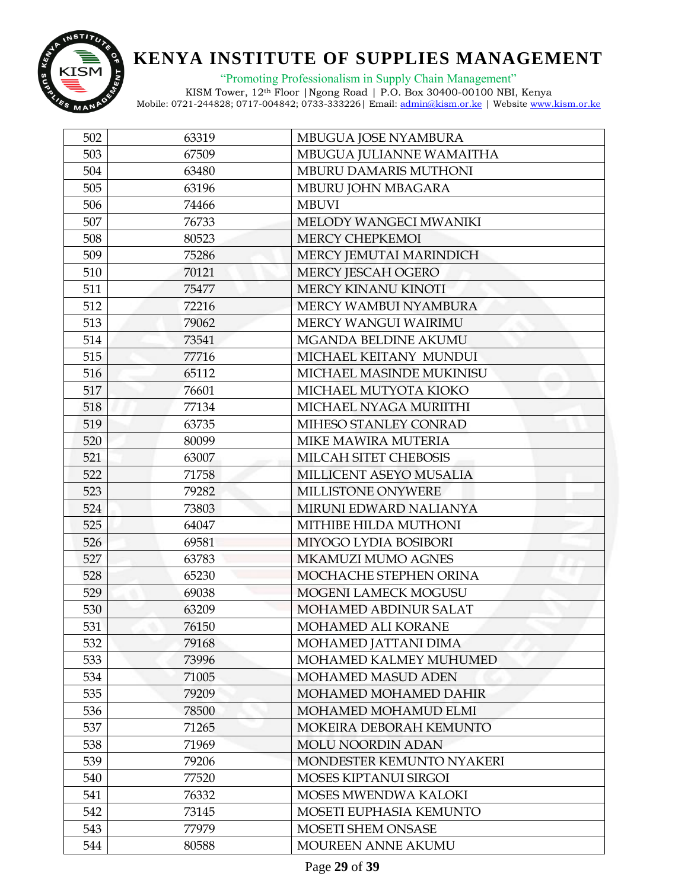| 502 | 63319 | MBUGUA JOSE NYAMBURA |
|---|---|---|
| 503 | 67509 | MBUGUA JULIANNE WAMAITHA |
| 504 | 63480 | MBURU DAMARIS MUTHONI |
| 505 | 63196 | MBURU JOHN MBAGARA |
| 506 | 74466 | MBUVI |
| 507 | 76733 | MELODY WANGECI MWANIKI |
| 508 | 80523 | MERCY CHEPKEMOI |
| 509 | 75286 | MERCY JEMUTAI MARINDICH |
| 510 | 70121 | MERCY JESCAH OGERO |
| 511 | 75477 | MERCY KINANU KINOTI |
| 512 | 72216 | MERCY WAMBUI NYAMBURA |
| 513 | 79062 | MERCY WANGUI WAIRIMU |
| 514 | 73541 | MGANDA BELDINE AKUMU |
| 515 | 77716 | MICHAEL KEITANY MUNDUI |
| 516 | 65112 | MICHAEL MASINDE MUKINISU |
| 517 | 76601 | MICHAEL MUTYOTA KIOKO |
| 518 | 77134 | MICHAEL NYAGA MURIITHI |
| 519 | 63735 | MIHESO STANLEY CONRAD |
| 520 | 80099 | MIKE MAWIRA MUTERIA |
| 521 | 63007 | MILCAH SITET CHEBOSIS |
| 522 | 71758 | MILLICENT ASEYO MUSALIA |
| 523 | 79282 | MILLISTONE ONYWERE |
| 524 | 73803 | MIRUNI EDWARD NALIANYA |
| 525 | 64047 | MITHIBE HILDA MUTHONI |
| 526 | 69581 | MIYOGO LYDIA BOSIBORI |
| 527 | 63783 | MKAMUZI MUMO AGNES |
| 528 | 65230 | MOCHACHE STEPHEN ORINA |
| 529 | 69038 | MOGENI LAMECK MOGUSU |
| 530 | 63209 | MOHAMED ABDINUR SALAT |
| 531 | 76150 | MOHAMED ALI KORANE |
| 532 | 79168 | MOHAMED JATTANI DIMA |
| 533 | 73996 | MOHAMED KALMEY MUHUMED |
| 534 | 71005 | MOHAMED MASUD ADEN |
| 535 | 79209 | MOHAMED MOHAMED DAHIR |
| 536 | 78500 | MOHAMED MOHAMUD ELMI |
| 537 | 71265 | MOKEIRA DEBORAH KEMUNTO |
| 538 | 71969 | MOLU NOORDIN ADAN |
| 539 | 79206 | MONDESTER KEMUNTO NYAKERI |
| 540 | 77520 | MOSES KIPTANUI SIRGOI |
| 541 | 76332 | MOSES MWENDWA KALOKI |
| 542 | 73145 | MOSETI EUPHASIA KEMUNTO |
| 543 | 77979 | MOSETI SHEM ONSASE |
| 544 | 80588 | MOUREEN ANNE AKUMU |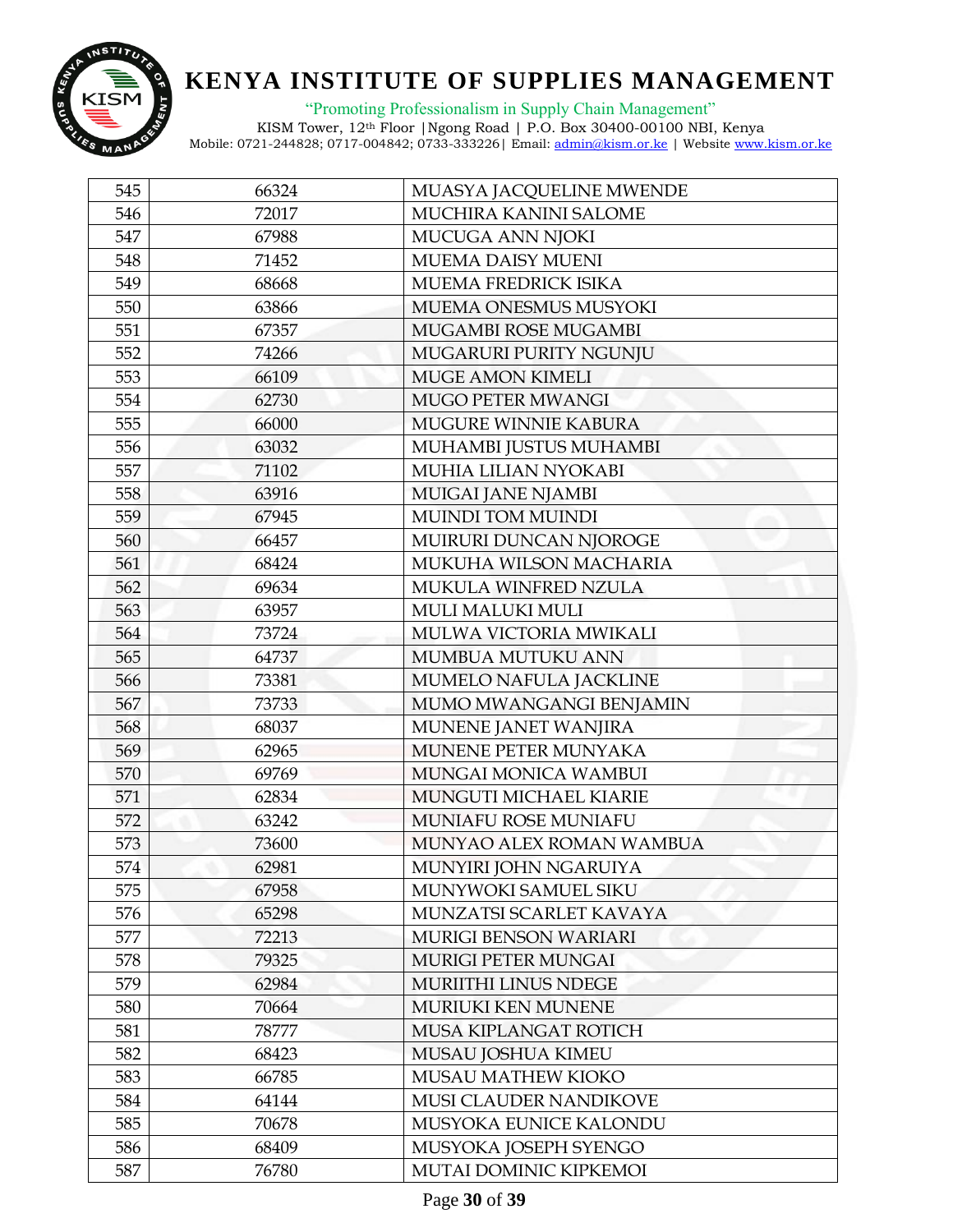| 545 | 66324 | MUASYA JACQUELINE MWENDE |
|---|---|---|
| 546 | 72017 | MUCHIRA KANINI SALOME |
| 547 | 67988 | MUCUGA ANN NJOKI |
| 548 | 71452 | MUEMA DAISY MUENI |
| 549 | 68668 | MUEMA FREDRICK ISIKA |
| 550 | 63866 | MUEMA ONESMUS MUSYOKI |
| 551 | 67357 | MUGAMBI ROSE MUGAMBI |
| 552 | 74266 | MUGARURI PURITY NGUNJU |
| 553 | 66109 | MUGE AMON KIMELI |
| 554 | 62730 | MUGO PETER MWANGI |
| 555 | 66000 | MUGURE WINNIE KABURA |
| 556 | 63032 | MUHAMBI JUSTUS MUHAMBI |
| 557 | 71102 | MUHIA LILIAN NYOKABI |
| 558 | 63916 | MUIGAI JANE NJAMBI |
| 559 | 67945 | MUINDI TOM MUINDI |
| 560 | 66457 | MUIRURI DUNCAN NJOROGE |
| 561 | 68424 | MUKUHA WILSON MACHARIA |
| 562 | 69634 | MUKULA WINFRED NZULA |
| 563 | 63957 | MULI MALUKI MULI |
| 564 | 73724 | MULWA VICTORIA MWIKALI |
| 565 | 64737 | MUMBUA MUTUKU ANN |
| 566 | 73381 | MUMELO NAFULA JACKLINE |
| 567 | 73733 | MUMO MWANGANGI BENJAMIN |
| 568 | 68037 | MUNENE JANET WANJIRA |
| 569 | 62965 | MUNENE PETER MUNYAKA |
| 570 | 69769 | MUNGAI MONICA WAMBUI |
| 571 | 62834 | MUNGUTI MICHAEL KIARIE |
| 572 | 63242 | MUNIAFU ROSE MUNIAFU |
| 573 | 73600 | MUNYAO ALEX ROMAN WAMBUA |
| 574 | 62981 | MUNYIRI JOHN NGARUIYA |
| 575 | 67958 | MUNYWOKI SAMUEL SIKU |
| 576 | 65298 | MUNZATSI SCARLET KAVAYA |
| 577 | 72213 | MURIGI BENSON WARIARI |
| 578 | 79325 | MURIGI PETER MUNGAI |
| 579 | 62984 | MURIITHI LINUS NDEGE |
| 580 | 70664 | MURIUKI KEN MUNENE |
| 581 | 78777 | MUSA KIPLANGAT ROTICH |
| 582 | 68423 | MUSAU JOSHUA KIMEU |
| 583 | 66785 | MUSAU MATHEW KIOKO |
| 584 | 64144 | MUSI CLAUDER NANDIKOVE |
| 585 | 70678 | MUSYOKA EUNICE KALONDU |
| 586 | 68409 | MUSYOKA JOSEPH SYENGO |
| 587 | 76780 | MUTAI DOMINIC KIPKEMOI |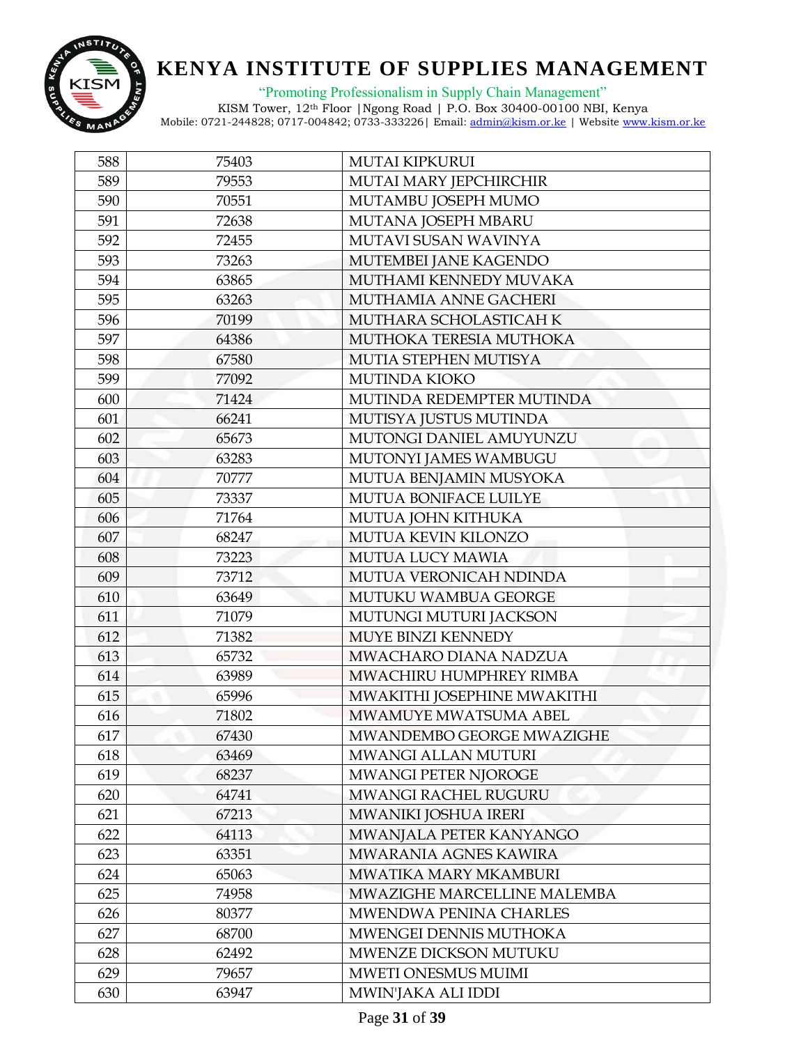| 588 | 75403 | MUTAI KIPKURUI |
|---|---|---|
| 589 | 79553 | MUTAI MARY JEPCHIRCHIR |
| 590 | 70551 | MUTAMBU JOSEPH MUMO |
| 591 | 72638 | MUTANA JOSEPH MBARU |
| 592 | 72455 | MUTAVI SUSAN WAVINYA |
| 593 | 73263 | MUTEMBEI JANE KAGENDO |
| 594 | 63865 | MUTHAMI KENNEDY MUVAKA |
| 595 | 63263 | MUTHAMIA ANNE GACHERI |
| 596 | 70199 | MUTHARA SCHOLASTICAH K |
| 597 | 64386 | MUTHOKA TERESIA MUTHOKA |
| 598 | 67580 | MUTIA STEPHEN MUTISYA |
| 599 | 77092 | MUTINDA KIOKO |
| 600 | 71424 | MUTINDA REDEMPTER MUTINDA |
| 601 | 66241 | MUTISYA JUSTUS MUTINDA |
| 602 | 65673 | MUTONGI DANIEL AMUYUNZU |
| 603 | 63283 | MUTONYI JAMES WAMBUGU |
| 604 | 70777 | MUTUA BENJAMIN MUSYOKA |
| 605 | 73337 | MUTUA BONIFACE LUILYE |
| 606 | 71764 | MUTUA JOHN KITHUKA |
| 607 | 68247 | MUTUA KEVIN KILONZO |
| 608 | 73223 | MUTUA LUCY MAWIA |
| 609 | 73712 | MUTUA VERONICAH NDINDA |
| 610 | 63649 | MUTUKU WAMBUA GEORGE |
| 611 | 71079 | MUTUNGI MUTURI JACKSON |
| 612 | 71382 | MUYE BINZI KENNEDY |
| 613 | 65732 | MWACHARO DIANA NADZUA |
| 614 | 63989 | MWACHIRU HUMPHREY RIMBA |
| 615 | 65996 | MWAKITHI JOSEPHINE MWAKITHI |
| 616 | 71802 | MWAMUYE MWATSUMA ABEL |
| 617 | 67430 | MWANDEMBO GEORGE MWAZIGHE |
| 618 | 63469 | MWANGI ALLAN MUTURI |
| 619 | 68237 | MWANGI PETER NJOROGE |
| 620 | 64741 | MWANGI RACHEL RUGURU |
| 621 | 67213 | MWANIKI JOSHUA IRERI |
| 622 | 64113 | MWANJALA PETER KANYANGO |
| 623 | 63351 | MWARANIA AGNES KAWIRA |
| 624 | 65063 | MWATIKA MARY MKAMBURI |
| 625 | 74958 | MWAZIGHE MARCELLINE MALEMBA |
| 626 | 80377 | MWENDWA PENINA CHARLES |
| 627 | 68700 | MWENGEI DENNIS MUTHOKA |
| 628 | 62492 | MWENZE DICKSON MUTUKU |
| 629 | 79657 | MWETI ONESMUS MUIMI |
| 630 | 63947 | MWIN'JAKA ALI IDDI |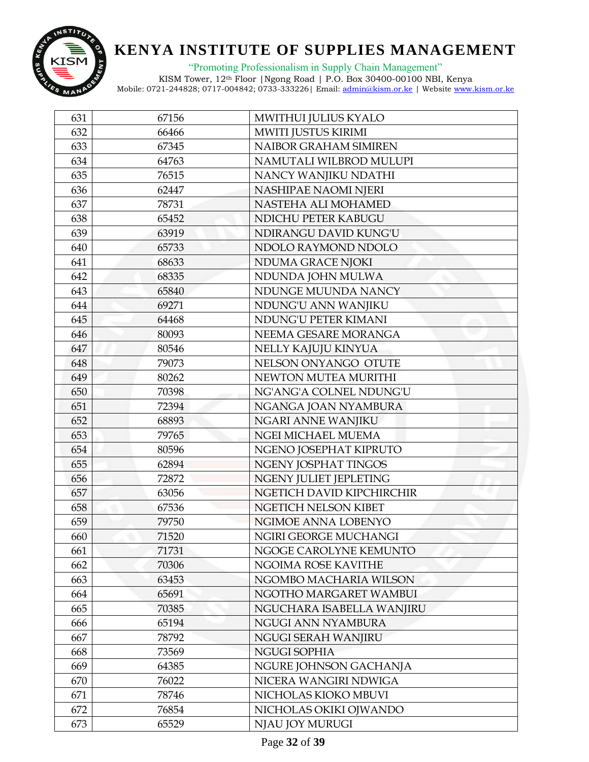| 631 | 67156 | MWITHUI JULIUS KYALO |
|---|---|---|
| 632 | 66466 | MWITI JUSTUS KIRIMI |
| 633 | 67345 | NAIBOR GRAHAM SIMIREN |
| 634 | 64763 | NAMUTALI WILBROD MULUPI |
| 635 | 76515 | NANCY WANJIKU NDATHI |
| 636 | 62447 | NASHIPAE NAOMI NJERI |
| 637 | 78731 | NASTEHA ALI MOHAMED |
| 638 | 65452 | NDICHU PETER KABUGU |
| 639 | 63919 | NDIRANGU DAVID KUNG'U |
| 640 | 65733 | NDOLO RAYMOND NDOLO |
| 641 | 68633 | NDUMA GRACE NJOKI |
| 642 | 68335 | NDUNDA JOHN MULWA |
| 643 | 65840 | NDUNGE MUUNDA NANCY |
| 644 | 69271 | NDUNG'U ANN WANJIKU |
| 645 | 64468 | NDUNG'U PETER KIMANI |
| 646 | 80093 | NEEMA GESARE MORANGA |
| 647 | 80546 | NELLY KAJUJU KINYUA |
| 648 | 79073 | NELSON ONYANGO OTUTE |
| 649 | 80262 | NEWTON MUTEA MURITHI |
| 650 | 70398 | NG'ANG'A COLNEL NDUNG'U |
| 651 | 72394 | NGANGA JOAN NYAMBURA |
| 652 | 68893 | NGARI ANNE WANJIKU |
| 653 | 79765 | NGEI MICHAEL MUEMA |
| 654 | 80596 | NGENO JOSEPHAT KIPRUTO |
| 655 | 62894 | NGENY JOSPHAT TINGOS |
| 656 | 72872 | NGENY JULIET JEPLETING |
| 657 | 63056 | NGETICH DAVID KIPCHIRCHIR |
| 658 | 67536 | NGETICH NELSON KIBET |
| 659 | 79750 | NGIMOE ANNA LOBENYO |
| 660 | 71520 | NGIRI GEORGE MUCHANGI |
| 661 | 71731 | NGOGE CAROLYNE KEMUNTO |
| 662 | 70306 | NGOIMA ROSE KAVITHE |
| 663 | 63453 | NGOMBO MACHARIA WILSON |
| 664 | 65691 | NGOTHO MARGARET WAMBUI |
| 665 | 70385 | NGUCHARA ISABELLA WANJIRU |
| 666 | 65194 | NGUGI ANN NYAMBURA |
| 667 | 78792 | NGUGI SERAH WANJIRU |
| 668 | 73569 | NGUGI SOPHIA |
| 669 | 64385 | NGURE JOHNSON GACHANJA |
| 670 | 76022 | NICERA WANGIRI NDWIGA |
| 671 | 78746 | NICHOLAS KIOKO MBUVI |
| 672 | 76854 | NICHOLAS OKIKI OJWANDO |
| 673 | 65529 | NJAU JOY MURUGI |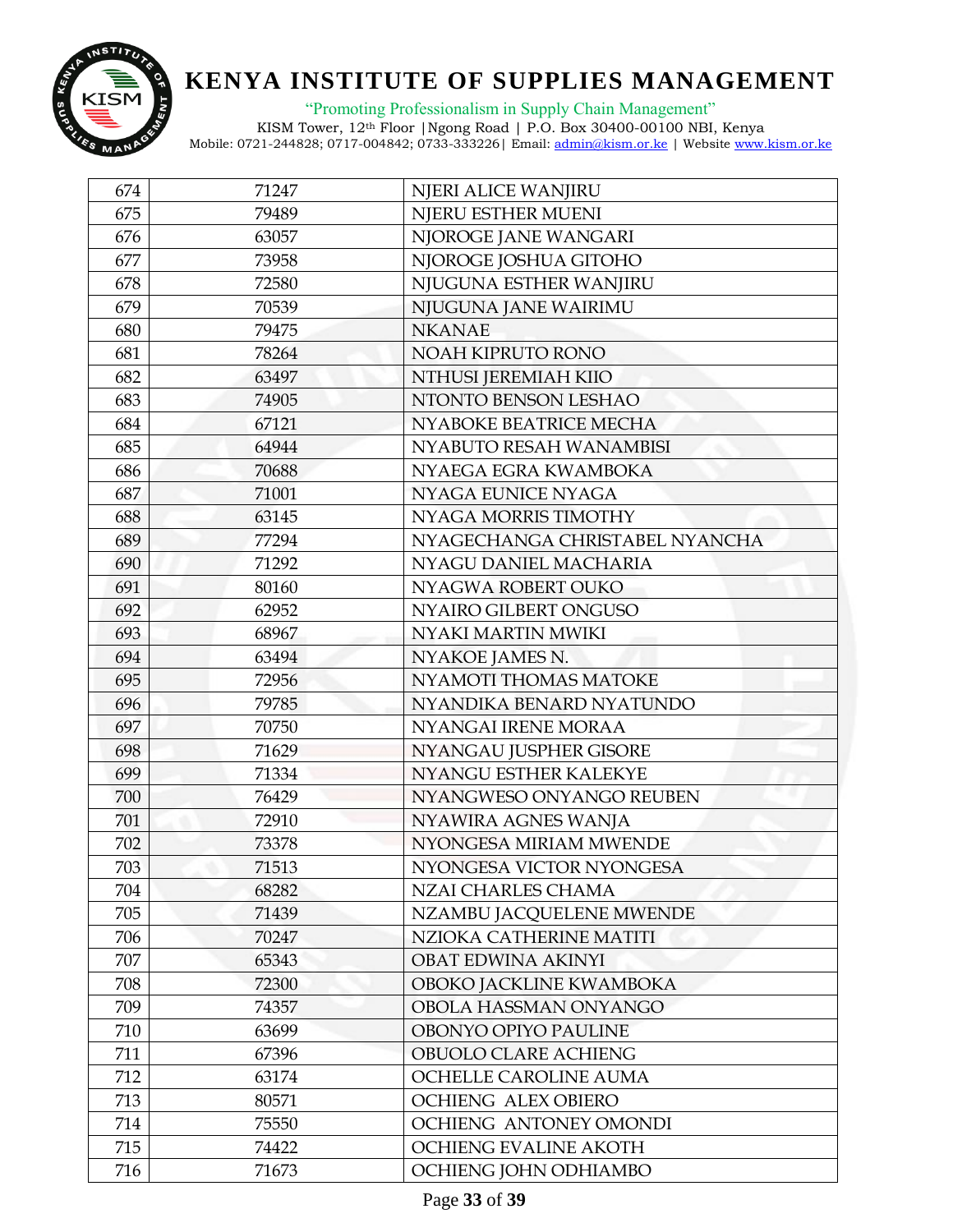| 674 | 71247 | NJERI ALICE WANJIRU |
|---|---|---|
| 675 | 79489 | NJERU ESTHER MUENI |
| 676 | 63057 | NJOROGE JANE WANGARI |
| 677 | 73958 | NJOROGE JOSHUA GITOHO |
| 678 | 72580 | NJUGUNA ESTHER WANJIRU |
| 679 | 70539 | NJUGUNA JANE WAIRIMU |
| 680 | 79475 | NKANAE |
| 681 | 78264 | NOAH KIPRUTO RONO |
| 682 | 63497 | NTHUSI JEREMIAH KIIO |
| 683 | 74905 | NTONTO BENSON LESHAO |
| 684 | 67121 | NYABOKE BEATRICE MECHA |
| 685 | 64944 | NYABUTO RESAH WANAMBISI |
| 686 | 70688 | NYAEGA EGRA KWAMBOKA |
| 687 | 71001 | NYAGA EUNICE NYAGA |
| 688 | 63145 | NYAGA MORRIS TIMOTHY |
| 689 | 77294 | NYAGECHANGA CHRISTABEL NYANCHA |
| 690 | 71292 | NYAGU DANIEL MACHARIA |
| 691 | 80160 | NYAGWA ROBERT OUKO |
| 692 | 62952 | NYAIRO GILBERT ONGUSO |
| 693 | 68967 | NYAKI MARTIN MWIKI |
| 694 | 63494 | NYAKOE JAMES N. |
| 695 | 72956 | NYAMOTI THOMAS MATOKE |
| 696 | 79785 | NYANDIKA BENARD NYATUNDO |
| 697 | 70750 | NYANGAI IRENE MORAA |
| 698 | 71629 | NYANGAU JUSPHER GISORE |
| 699 | 71334 | NYANGU ESTHER KALEKYE |
| 700 | 76429 | NYANGWESO ONYANGO REUBEN |
| 701 | 72910 | NYAWIRA AGNES WANJA |
| 702 | 73378 | NYONGESA MIRIAM MWENDE |
| 703 | 71513 | NYONGESA VICTOR NYONGESA |
| 704 | 68282 | NZAI CHARLES CHAMA |
| 705 | 71439 | NZAMBU JACQUELENE MWENDE |
| 706 | 70247 | NZIOKA CATHERINE MATITI |
| 707 | 65343 | OBAT EDWINA AKINYI |
| 708 | 72300 | OBOKO JACKLINE KWAMBOKA |
| 709 | 74357 | OBOLA HASSMAN ONYANGO |
| 710 | 63699 | OBONYO OPIYO PAULINE |
| 711 | 67396 | OBUOLO CLARE ACHIENG |
| 712 | 63174 | OCHELLE CAROLINE AUMA |
| 713 | 80571 | OCHIENG ALEX OBIERO |
| 714 | 75550 | OCHIENG ANTONEY OMONDI |
| 715 | 74422 | OCHIENG EVALINE AKOTH |
| 716 | 71673 | OCHIENG JOHN ODHIAMBO |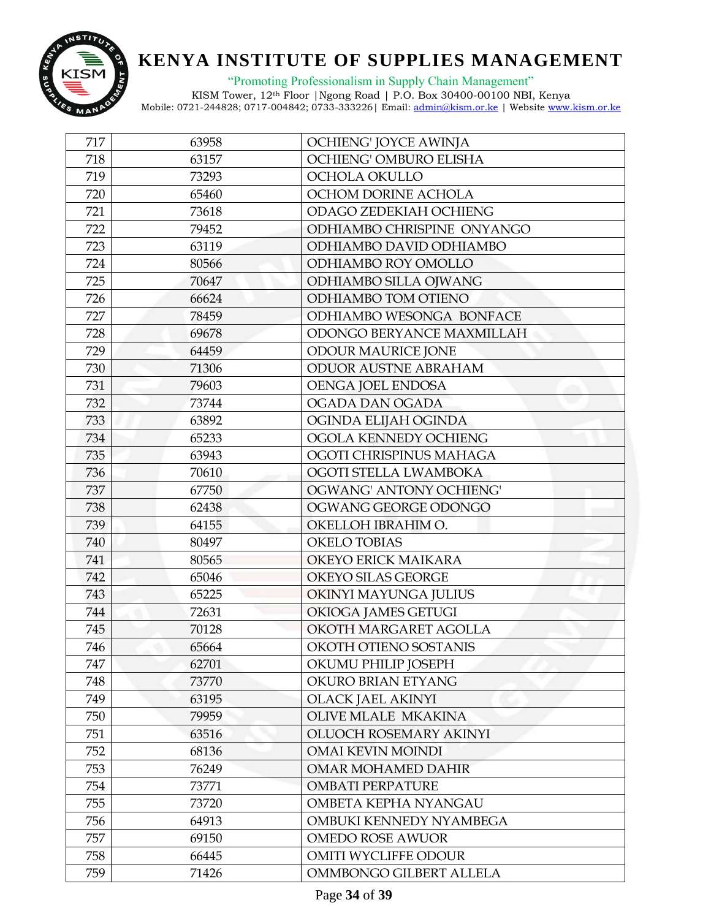| 717 | 63958 | OCHIENG' JOYCE AWINJA |
|---|---|---|
| 718 | 63157 | OCHIENG' OMBURO ELISHA |
| 719 | 73293 | OCHOLA OKULLO |
| 720 | 65460 | OCHOM DORINE ACHOLA |
| 721 | 73618 | ODAGO ZEDEKIAH OCHIENG |
| 722 | 79452 | ODHIAMBO CHRISPINE ONYANGO |
| 723 | 63119 | ODHIAMBO DAVID ODHIAMBO |
| 724 | 80566 | ODHIAMBO ROY OMOLLO |
| 725 | 70647 | ODHIAMBO SILLA OJWANG |
| 726 | 66624 | ODHIAMBO TOM OTIENO |
| 727 | 78459 | ODHIAMBO WESONGA BONFACE |
| 728 | 69678 | ODONGO BERYANCE MAXMILLAH |
| 729 | 64459 | ODOUR MAURICE JONE |
| 730 | 71306 | ODUOR AUSTNE ABRAHAM |
| 731 | 79603 | OENGA JOEL ENDOSA |
| 732 | 73744 | OGADA DAN OGADA |
| 733 | 63892 | OGINDA ELIJAH OGINDA |
| 734 | 65233 | OGOLA KENNEDY OCHIENG |
| 735 | 63943 | OGOTI CHRISPINUS MAHAGA |
| 736 | 70610 | OGOTI STELLA LWAMBOKA |
| 737 | 67750 | OGWANG' ANTONY OCHIENG' |
| 738 | 62438 | OGWANG GEORGE ODONGO |
| 739 | 64155 | OKELLOH IBRAHIM O. |
| 740 | 80497 | OKELO TOBIAS |
| 741 | 80565 | OKEYO ERICK MAIKARA |
| 742 | 65046 | OKEYO SILAS GEORGE |
| 743 | 65225 | OKINYI MAYUNGA JULIUS |
| 744 | 72631 | OKIOGA JAMES GETUGI |
| 745 | 70128 | OKOTH MARGARET AGOLLA |
| 746 | 65664 | OKOTH OTIENO SOSTANIS |
| 747 | 62701 | OKUMU PHILIP JOSEPH |
| 748 | 73770 | OKURO BRIAN ETYANG |
| 749 | 63195 | OLACK JAEL AKINYI |
| 750 | 79959 | OLIVE MLALE MKAKINA |
| 751 | 63516 | OLUOCH ROSEMARY AKINYI |
| 752 | 68136 | OMAI KEVIN MOINDI |
| 753 | 76249 | OMAR MOHAMED DAHIR |
| 754 | 73771 | OMBATI PERPATURE |
| 755 | 73720 | OMBETA KEPHA NYANGAU |
| 756 | 64913 | OMBUKI KENNEDY NYAMBEGA |
| 757 | 69150 | OMEDO ROSE AWUOR |
| 758 | 66445 | OMITI WYCLIFFE ODOUR |
| 759 | 71426 | OMMBONGO GILBERT ALLELA |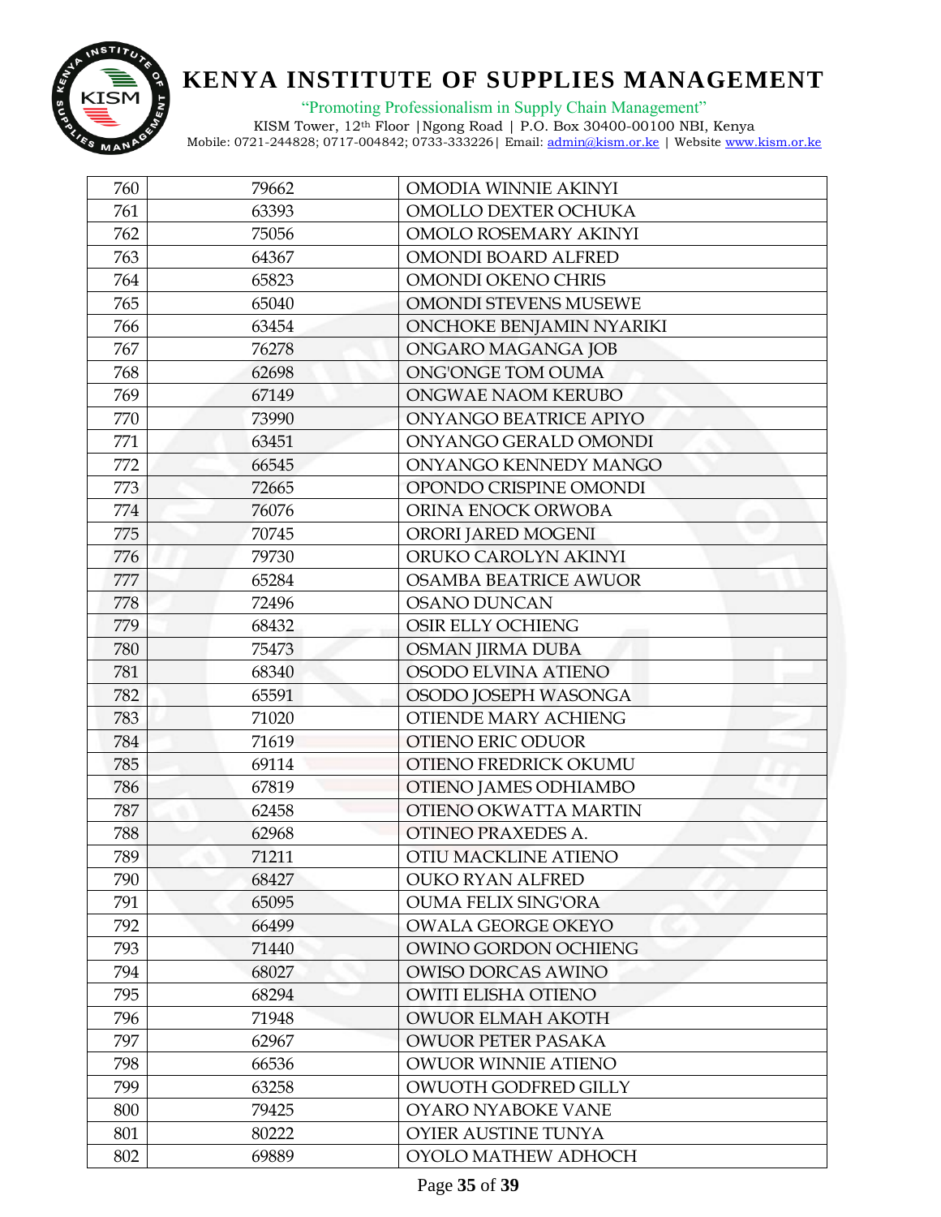| 760 | 79662 | OMODIA WINNIE AKINYI |
|---|---|---|
| 761 | 63393 | OMOLLO DEXTER OCHUKA |
| 762 | 75056 | OMOLO ROSEMARY AKINYI |
| 763 | 64367 | OMONDI BOARD ALFRED |
| 764 | 65823 | OMONDI OKENO CHRIS |
| 765 | 65040 | OMONDI STEVENS MUSEWE |
| 766 | 63454 | ONCHOKE BENJAMIN NYARIKI |
| 767 | 76278 | ONGARO MAGANGA JOB |
| 768 | 62698 | ONG'ONGE TOM OUMA |
| 769 | 67149 | ONGWAE NAOM KERUBO |
| 770 | 73990 | ONYANGO BEATRICE APIYO |
| 771 | 63451 | ONYANGO GERALD OMONDI |
| 772 | 66545 | ONYANGO KENNEDY MANGO |
| 773 | 72665 | OPONDO CRISPINE OMONDI |
| 774 | 76076 | ORINA ENOCK ORWOBA |
| 775 | 70745 | ORORI JARED MOGENI |
| 776 | 79730 | ORUKO CAROLYN AKINYI |
| 777 | 65284 | OSAMBA BEATRICE AWUOR |
| 778 | 72496 | OSANO DUNCAN |
| 779 | 68432 | OSIR ELLY OCHIENG |
| 780 | 75473 | OSMAN JIRMA DUBA |
| 781 | 68340 | OSODO ELVINA ATIENO |
| 782 | 65591 | OSODO JOSEPH WASONGA |
| 783 | 71020 | OTIENDE MARY ACHIENG |
| 784 | 71619 | OTIENO ERIC ODUOR |
| 785 | 69114 | OTIENO FREDRICK OKUMU |
| 786 | 67819 | OTIENO JAMES ODHIAMBO |
| 787 | 62458 | OTIENO OKWATTA MARTIN |
| 788 | 62968 | OTINEO PRAXEDES A. |
| 789 | 71211 | OTIU MACKLINE ATIENO |
| 790 | 68427 | OUKO RYAN ALFRED |
| 791 | 65095 | OUMA FELIX SING'ORA |
| 792 | 66499 | OWALA GEORGE OKEYO |
| 793 | 71440 | OWINO GORDON OCHIENG |
| 794 | 68027 | OWISO DORCAS AWINO |
| 795 | 68294 | OWITI ELISHA OTIENO |
| 796 | 71948 | OWUOR ELMAH AKOTH |
| 797 | 62967 | OWUOR PETER PASAKA |
| 798 | 66536 | OWUOR WINNIE ATIENO |
| 799 | 63258 | OWUOTH GODFRED GILLY |
| 800 | 79425 | OYARO NYABOKE VANE |
| 801 | 80222 | OYIER AUSTINE TUNYA |
| 802 | 69889 | OYOLO MATHEW ADHOCH |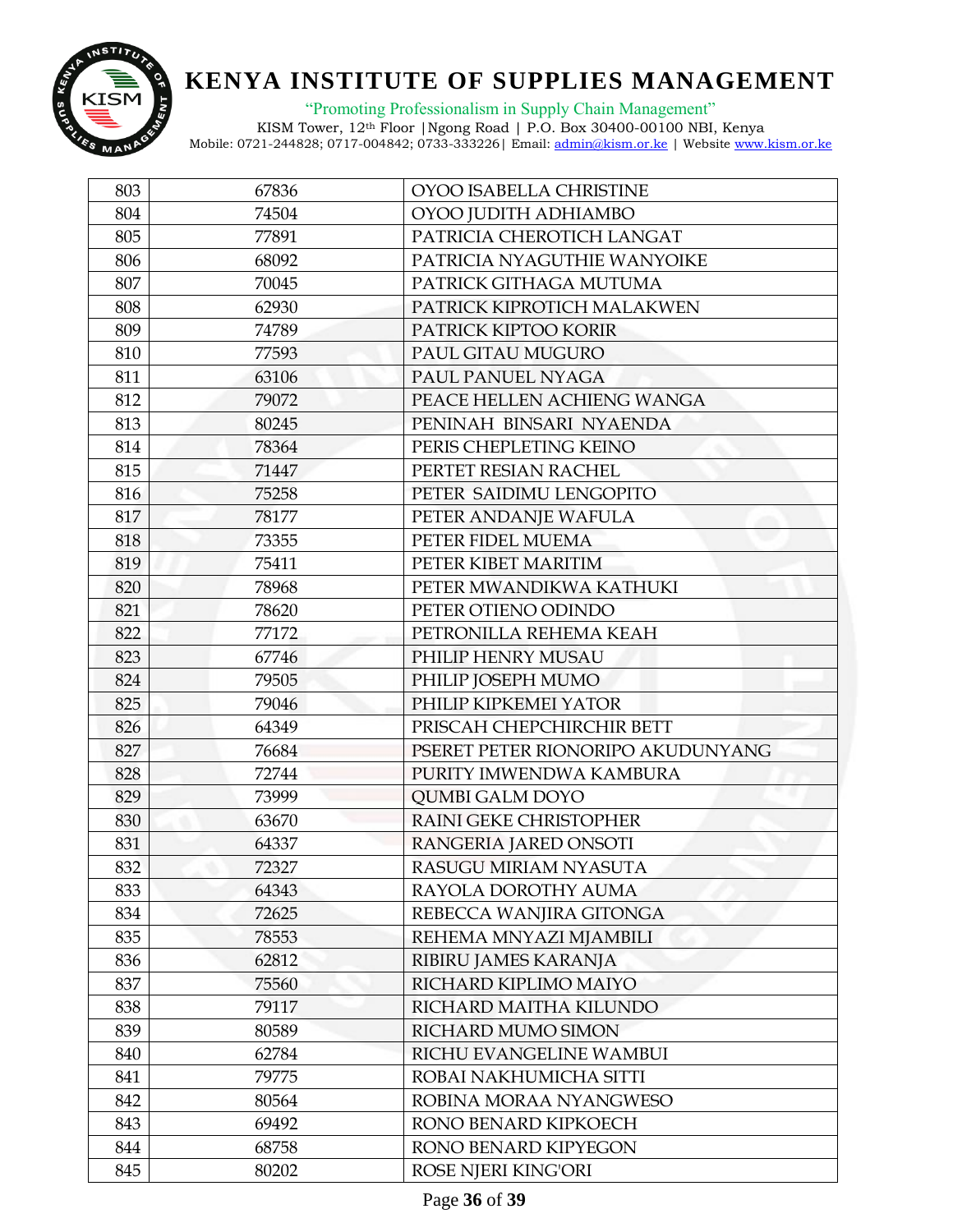# KENYA INSTITUTE OF SUPPLIES MANAGEMENT

"Promoting Professionalism in Supply Chain Management"

KISM Tower, 12th Floor |Ngong Road | P.O. Box 30400-00100 NBI, Kenya
Mobile: 0721-244828; 0717-004842; 0733-333226| Email: admin@kism.or.ke | Website www.kism.or.ke

| | | |
|---|---|---|
| 803 | 67836 | OYOO ISABELLA CHRISTINE |
| 804 | 74504 | OYOO JUDITH ADHIAMBO |
| 805 | 77891 | PATRICIA CHEROTICH LANGAT |
| 806 | 68092 | PATRICIA NYAGUTHIE WANYOIKE |
| 807 | 70045 | PATRICK GITHAGA MUTUMA |
| 808 | 62930 | PATRICK KIPROTICH MALAKWEN |
| 809 | 74789 | PATRICK KIPTOO KORIR |
| 810 | 77593 | PAUL GITAU MUGURO |
| 811 | 63106 | PAUL PANUEL NYAGA |
| 812 | 79072 | PEACE HELLEN ACHIENG WANGA |
| 813 | 80245 | PENINAH BINSARI NYAENDA |
| 814 | 78364 | PERIS CHEPLETING KEINO |
| 815 | 71447 | PERTET RESIAN RACHEL |
| 816 | 75258 | PETER SAIDIMU LENGOPITO |
| 817 | 78177 | PETER ANDANJE WAFULA |
| 818 | 73355 | PETER FIDEL MUEMA |
| 819 | 75411 | PETER KIBET MARITIM |
| 820 | 78968 | PETER MWANDIKWA KATHUKI |
| 821 | 78620 | PETER OTIENO ODINDO |
| 822 | 77172 | PETRONILLA REHEMA KEAH |
| 823 | 67746 | PHILIP HENRY MUSAU |
| 824 | 79505 | PHILIP JOSEPH MUMO |
| 825 | 79046 | PHILIP KIPKEMEI YATOR |
| 826 | 64349 | PRISCAH CHEPCHIRCHIR BETT |
| 827 | 76684 | PSERET PETER RIONORIPO AKUDUNYANG |
| 828 | 72744 | PURITY IMWENDWA KAMBURA |
| 829 | 73999 | QUMBI GALM DOYO |
| 830 | 63670 | RAINI GEKE CHRISTOPHER |
| 831 | 64337 | RANGERIA JARED ONSOTI |
| 832 | 72327 | RASUGU MIRIAM NYASUTA |
| 833 | 64343 | RAYOLA DOROTHY AUMA |
| 834 | 72625 | REBECCA WANJIRA GITONGA |
| 835 | 78553 | REHEMA MNYAZI MJAMBILI |
| 836 | 62812 | RIBIRU JAMES KARANJA |
| 837 | 75560 | RICHARD KIPLIMO MAIYO |
| 838 | 79117 | RICHARD MAITHA KILUNDO |
| 839 | 80589 | RICHARD MUMO SIMON |
| 840 | 62784 | RICHU EVANGELINE WAMBUI |
| 841 | 79775 | ROBAI NAKHUMICHA SITTI |
| 842 | 80564 | ROBINA MORAA NYANGWESO |
| 843 | 69492 | RONO BENARD KIPKOECH |
| 844 | 68758 | RONO BENARD KIPYEGON |
| 845 | 80202 | ROSE NJERI KING'ORI |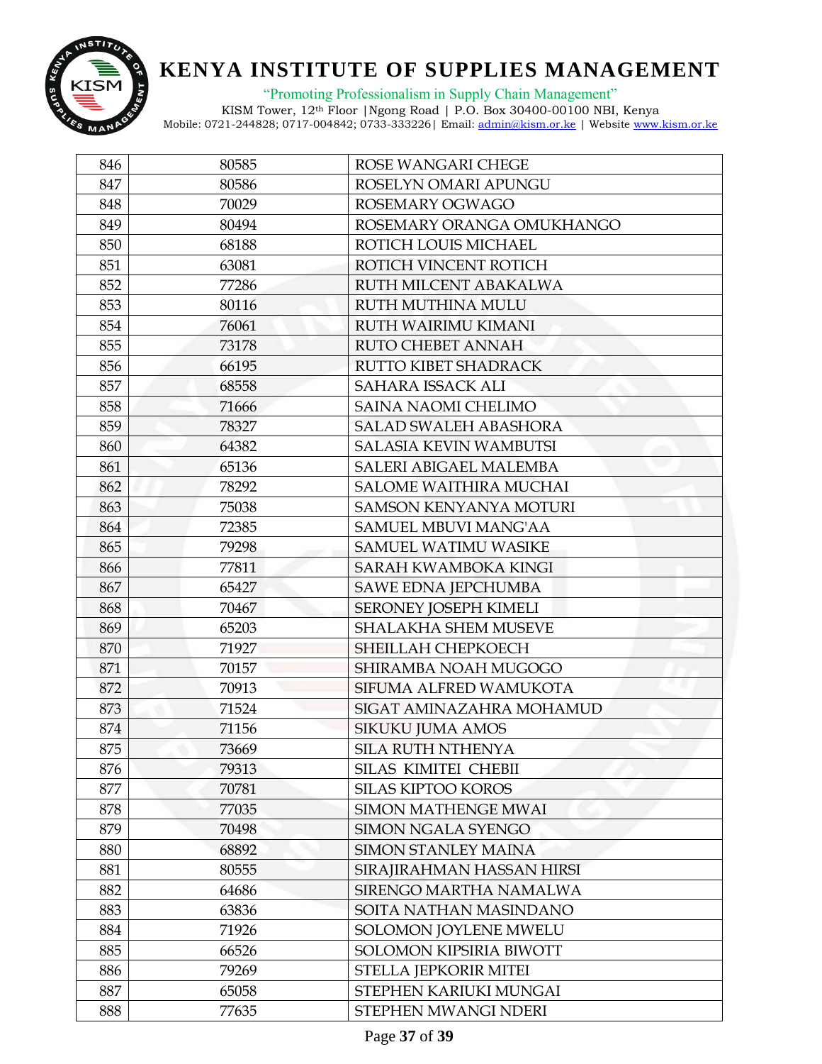# KENYA INSTITUTE OF SUPPLIES MANAGEMENT

"Promoting Professionalism in Supply Chain Management"

KISM Tower, 12th Floor |Ngong Road | P.O. Box 30400-00100 NBI, Kenya

Mobile: 0721-244828; 0717-004842; 0733-333226| Email: admin@kism.or.ke | Website www.kism.or.ke

| | | |
|---|---|---|
| 846 | 80585 | ROSE WANGARI CHEGE |
| 847 | 80586 | ROSELYN OMARI APUNGU |
| 848 | 70029 | ROSEMARY OGWAGO |
| 849 | 80494 | ROSEMARY ORANGA OMUKHANGO |
| 850 | 68188 | ROTICH LOUIS MICHAEL |
| 851 | 63081 | ROTICH VINCENT ROTICH |
| 852 | 77286 | RUTH MILCENT ABAKALWA |
| 853 | 80116 | RUTH MUTHINA MULU |
| 854 | 76061 | RUTH WAIRIMU KIMANI |
| 855 | 73178 | RUTO CHEBET ANNAH |
| 856 | 66195 | RUTTO KIBET SHADRACK |
| 857 | 68558 | SAHARA ISSACK ALI |
| 858 | 71666 | SAINA NAOMI CHELIMO |
| 859 | 78327 | SALAD SWALEH ABASHORA |
| 860 | 64382 | SALASIA KEVIN WAMBUTSI |
| 861 | 65136 | SALERI ABIGAEL MALEMBA |
| 862 | 78292 | SALOME WAITHIRA MUCHAI |
| 863 | 75038 | SAMSON KENYANYA MOTURI |
| 864 | 72385 | SAMUEL MBUVI MANG'AA |
| 865 | 79298 | SAMUEL WATIMU WASIKE |
| 866 | 77811 | SARAH KWAMBOKA KINGI |
| 867 | 65427 | SAWE EDNA JEPCHUMBA |
| 868 | 70467 | SERONEY JOSEPH KIMELI |
| 869 | 65203 | SHALAKHA SHEM MUSEVE |
| 870 | 71927 | SHEILLAH CHEPKOECH |
| 871 | 70157 | SHIRAMBA NOAH MUGOGO |
| 872 | 70913 | SIFUMA ALFRED WAMUKOTA |
| 873 | 71524 | SIGAT AMINAZAHRA MOHAMUD |
| 874 | 71156 | SIKUKU JUMA AMOS |
| 875 | 73669 | SILA RUTH NTHENYA |
| 876 | 79313 | SILAS KIMITEI CHEBII |
| 877 | 70781 | SILAS KIPTOO KOROS |
| 878 | 77035 | SIMON MATHENGE MWAI |
| 879 | 70498 | SIMON NGALA SYENGO |
| 880 | 68892 | SIMON STANLEY MAINA |
| 881 | 80555 | SIRAJIRAHMAN HASSAN HIRSI |
| 882 | 64686 | SIRENGO MARTHA NAMALWA |
| 883 | 63836 | SOITA NATHAN MASINDANO |
| 884 | 71926 | SOLOMON JOYLENE MWELU |
| 885 | 66526 | SOLOMON KIPSIRIA BIWOTT |
| 886 | 79269 | STELLA JEPKORIR MITEI |
| 887 | 65058 | STEPHEN KARIUKI MUNGAI |
| 888 | 77635 | STEPHEN MWANGI NDERI |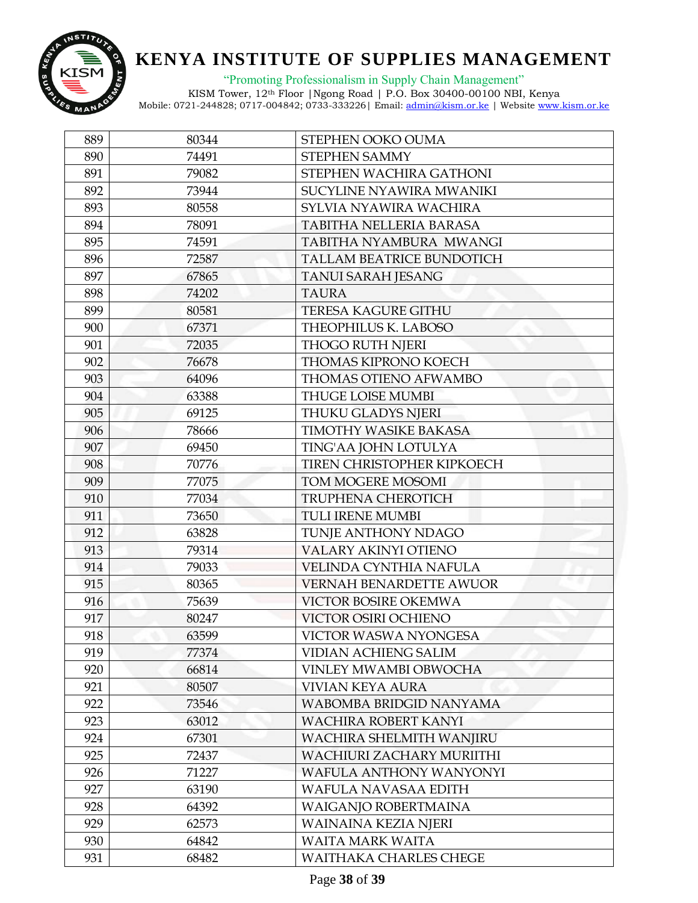| 889 | 80344 | STEPHEN OOKO OUMA |
|---|---|---|
| 890 | 74491 | STEPHEN SAMMY |
| 891 | 79082 | STEPHEN WACHIRA GATHONI |
| 892 | 73944 | SUCYLINE NYAWIRA MWANIKI |
| 893 | 80558 | SYLVIA NYAWIRA WACHIRA |
| 894 | 78091 | TABITHA NELLERIA BARASA |
| 895 | 74591 | TABITHA NYAMBURA MWANGI |
| 896 | 72587 | TALLAM BEATRICE BUNDOTICH |
| 897 | 67865 | TANUI SARAH JESANG |
| 898 | 74202 | TAURA |
| 899 | 80581 | TERESA KAGURE GITHU |
| 900 | 67371 | THEOPHILUS K. LABOSO |
| 901 | 72035 | THOGO RUTH NJERI |
| 902 | 76678 | THOMAS KIPRONO KOECH |
| 903 | 64096 | THOMAS OTIENO AFWAMBO |
| 904 | 63388 | THUGE LOISE MUMBI |
| 905 | 69125 | THUKU GLADYS NJERI |
| 906 | 78666 | TIMOTHY WASIKE BAKASA |
| 907 | 69450 | TING'AA JOHN LOTULYA |
| 908 | 70776 | TIREN CHRISTOPHER KIPKOECH |
| 909 | 77075 | TOM MOGERE MOSOMI |
| 910 | 77034 | TRUPHENA CHEROTICH |
| 911 | 73650 | TULI IRENE MUMBI |
| 912 | 63828 | TUNJE ANTHONY NDAGO |
| 913 | 79314 | VALARY AKINYI OTIENO |
| 914 | 79033 | VELINDA CYNTHIA NAFULA |
| 915 | 80365 | VERNAH BENARDETTE AWUOR |
| 916 | 75639 | VICTOR BOSIRE OKEMWA |
| 917 | 80247 | VICTOR OSIRI OCHIENO |
| 918 | 63599 | VICTOR WASWA NYONGESA |
| 919 | 77374 | VIDIAN ACHIENG SALIM |
| 920 | 66814 | VINLEY MWAMBI OBWOCHA |
| 921 | 80507 | VIVIAN KEYA AURA |
| 922 | 73546 | WABOMBA BRIDGID NANYAMA |
| 923 | 63012 | WACHIRA ROBERT KANYI |
| 924 | 67301 | WACHIRA SHELMITH WANJIRU |
| 925 | 72437 | WACHIURI ZACHARY MURIITHI |
| 926 | 71227 | WAFULA ANTHONY WANYONYI |
| 927 | 63190 | WAFULA NAVASAA EDITH |
| 928 | 64392 | WAIGANJO ROBERTMAINA |
| 929 | 62573 | WAINAINA KEZIA NJERI |
| 930 | 64842 | WAITA MARK WAITA |
| 931 | 68482 | WAITHAKA CHARLES CHEGE |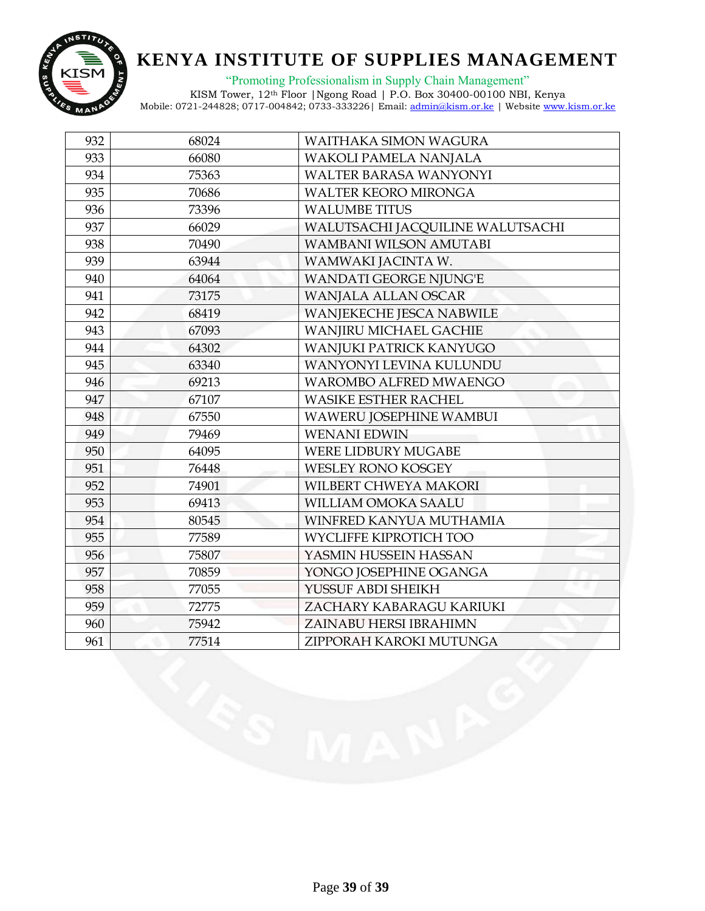| | | |
|---|---|---|
| 932 | 68024 | WAITHAKA SIMON WAGURA |
| 933 | 66080 | WAKOLI PAMELA NANJALA |
| 934 | 75363 | WALTER BARASA WANYONYI |
| 935 | 70686 | WALTER KEORO MIRONGA |
| 936 | 73396 | WALUMBE TITUS |
| 937 | 66029 | WALUTSACHI JACQUILINE WALUTSACHI |
| 938 | 70490 | WAMBANI WILSON AMUTABI |
| 939 | 63944 | WAMWAKI JACINTA W. |
| 940 | 64064 | WANDATI GEORGE NJUNG'E |
| 941 | 73175 | WANJALA ALLAN OSCAR |
| 942 | 68419 | WANJEKECHE JESCA NABWILE |
| 943 | 67093 | WANJIRU MICHAEL GACHIE |
| 944 | 64302 | WANJUKI PATRICK KANYUGO |
| 945 | 63340 | WANYONYI LEVINA KULUNDU |
| 946 | 69213 | WAROMBO ALFRED MWAENGO |
| 947 | 67107 | WASIKE ESTHER RACHEL |
| 948 | 67550 | WAWERU JOSEPHINE WAMBUI |
| 949 | 79469 | WENANI EDWIN |
| 950 | 64095 | WERE LIDBURY MUGABE |
| 951 | 76448 | WESLEY RONO KOSGEY |
| 952 | 74901 | WILBERT CHWEYA MAKORI |
| 953 | 69413 | WILLIAM OMOKA SAALU |
| 954 | 80545 | WINFRED KANYUA MUTHAMIA |
| 955 | 77589 | WYCLIFFE KIPROTICH TOO |
| 956 | 75807 | YASMIN HUSSEIN HASSAN |
| 957 | 70859 | YONGO JOSEPHINE OGANGA |
| 958 | 77055 | YUSSUF ABDI SHEIKH |
| 959 | 72775 | ZACHARY KABARAGU KARIUKI |
| 960 | 75942 | ZAINABU HERSI IBRAHIMN |
| 961 | 77514 | ZIPPORAH KAROKI MUTUNGA |